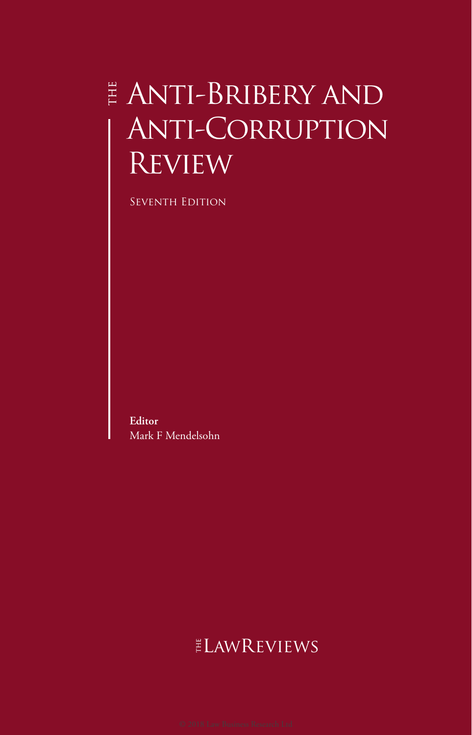# The Anti-Bribery and Anti-Corruption Review

Seventh Edition

**Editor**
Mark F Mendelsohn

The Law Reviews

© 2018 Law Business Research Ltd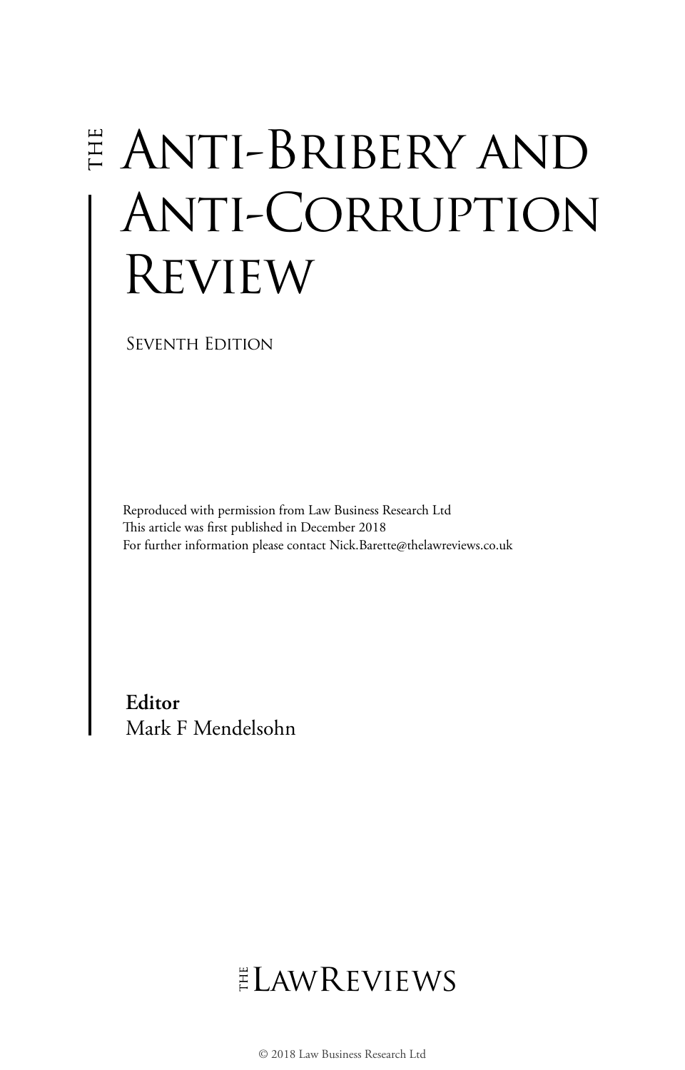# THE ANTI-BRIBERY AND ANTI-CORRUPTION REVIEW

SEVENTH EDITION

Reproduced with permission from Law Business Research Ltd
This article was first published in December 2018
For further information please contact Nick.Barette@thelawreviews.co.uk

**Editor**
Mark F Mendelsohn

THE LAWREVIEWS

© 2018 Law Business Research Ltd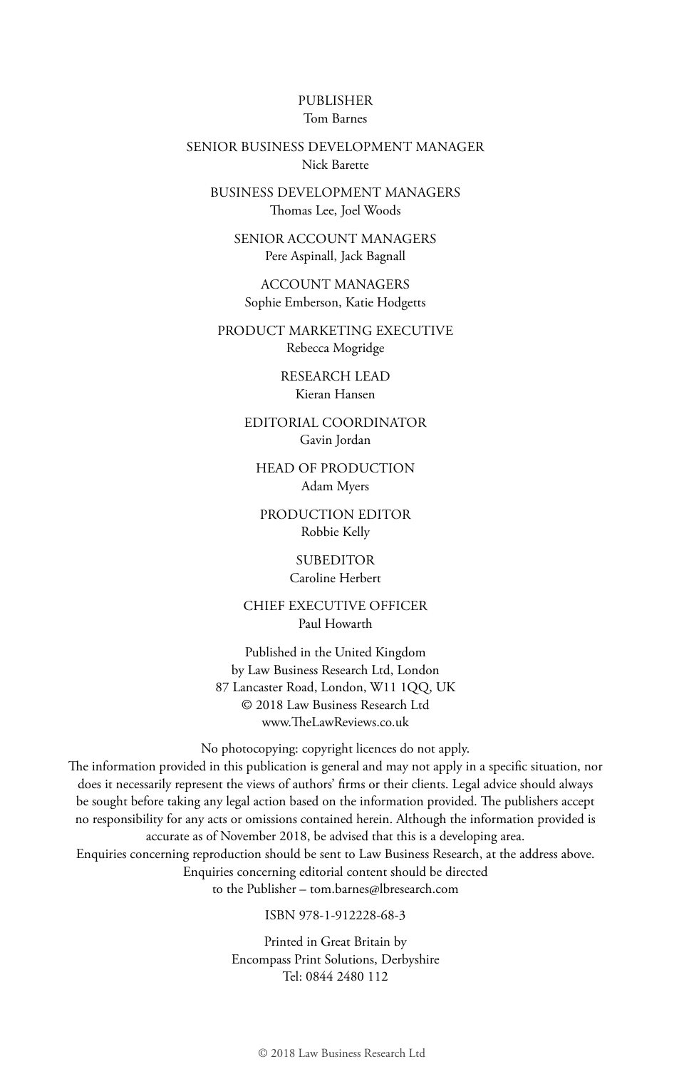PUBLISHER
Tom Barnes

SENIOR BUSINESS DEVELOPMENT MANAGER
Nick Barette

BUSINESS DEVELOPMENT MANAGERS
Thomas Lee, Joel Woods

SENIOR ACCOUNT MANAGERS
Pere Aspinall, Jack Bagnall

ACCOUNT MANAGERS
Sophie Emberson, Katie Hodgetts

PRODUCT MARKETING EXECUTIVE
Rebecca Mogridge

RESEARCH LEAD
Kieran Hansen

EDITORIAL COORDINATOR
Gavin Jordan

HEAD OF PRODUCTION
Adam Myers

PRODUCTION EDITOR
Robbie Kelly

SUBEDITOR
Caroline Herbert

CHIEF EXECUTIVE OFFICER
Paul Howarth

Published in the United Kingdom
by Law Business Research Ltd, London
87 Lancaster Road, London, W11 1QQ, UK
© 2018 Law Business Research Ltd
www.TheLawReviews.co.uk

No photocopying: copyright licences do not apply.
The information provided in this publication is general and may not apply in a specific situation, nor does it necessarily represent the views of authors' firms or their clients. Legal advice should always be sought before taking any legal action based on the information provided. The publishers accept no responsibility for any acts or omissions contained herein. Although the information provided is accurate as of November 2018, be advised that this is a developing area.
Enquiries concerning reproduction should be sent to Law Business Research, at the address above.
Enquiries concerning editorial content should be directed
to the Publisher – tom.barnes@lbresearch.com

ISBN 978-1-912228-68-3

Printed in Great Britain by
Encompass Print Solutions, Derbyshire
Tel: 0844 2480 112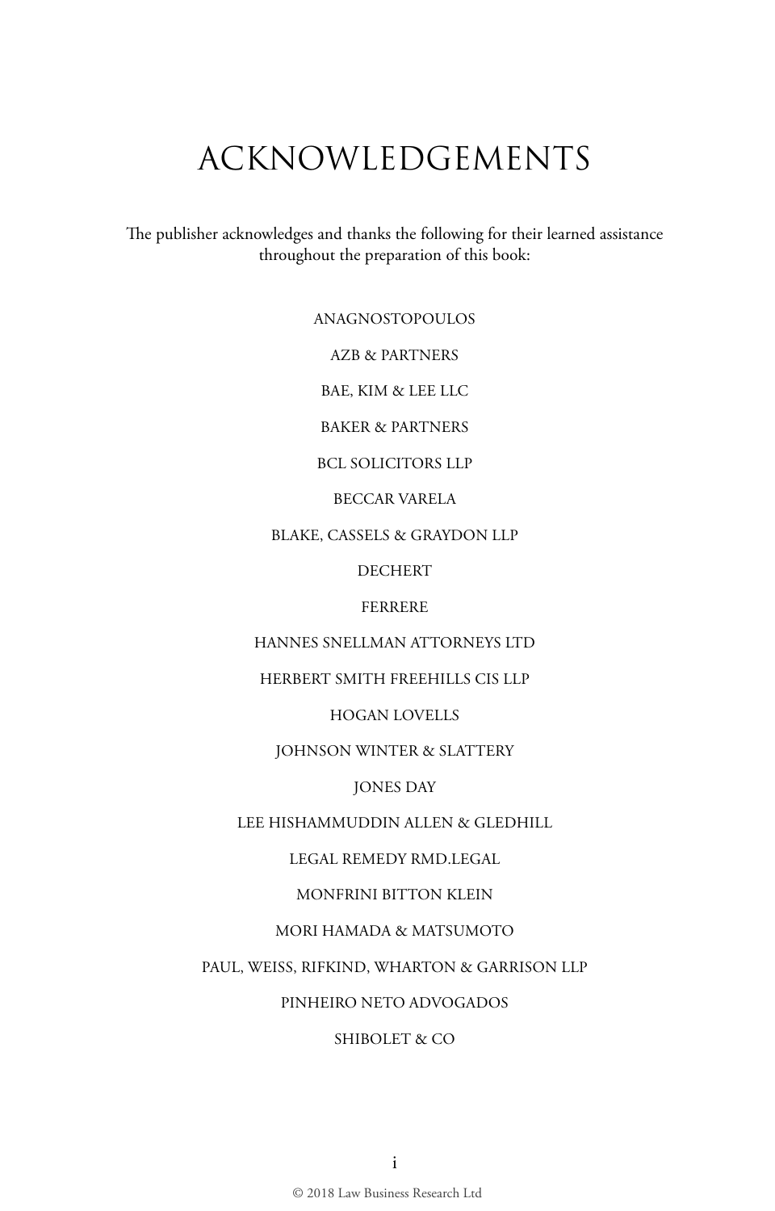# ACKNOWLEDGEMENTS

The publisher acknowledges and thanks the following for their learned assistance throughout the preparation of this book:

ANAGNOSTOPOULOS

AZB & PARTNERS

BAE, KIM & LEE LLC

BAKER & PARTNERS

BCL SOLICITORS LLP

BECCAR VARELA

BLAKE, CASSELS & GRAYDON LLP

DECHERT

FERRERE

HANNES SNELLMAN ATTORNEYS LTD

HERBERT SMITH FREEHILLS CIS LLP

HOGAN LOVELLS

JOHNSON WINTER & SLATTERY

JONES DAY

LEE HISHAMMUDDIN ALLEN & GLEDHILL

LEGAL REMEDY RMD.LEGAL

MONFRINI BITTON KLEIN

MORI HAMADA & MATSUMOTO

PAUL, WEISS, RIFKIND, WHARTON & GARRISON LLP

PINHEIRO NETO ADVOGADOS

SHIBOLET & CO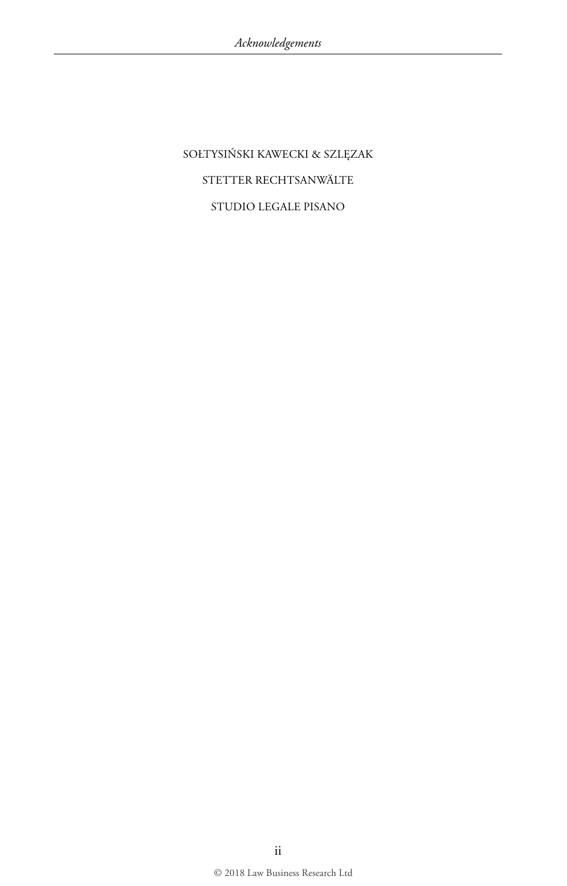SOŁTYSIŃSKI KAWECKI & SZLĘZAK

STETTER RECHTSANWÄLTE

STUDIO LEGALE PISANO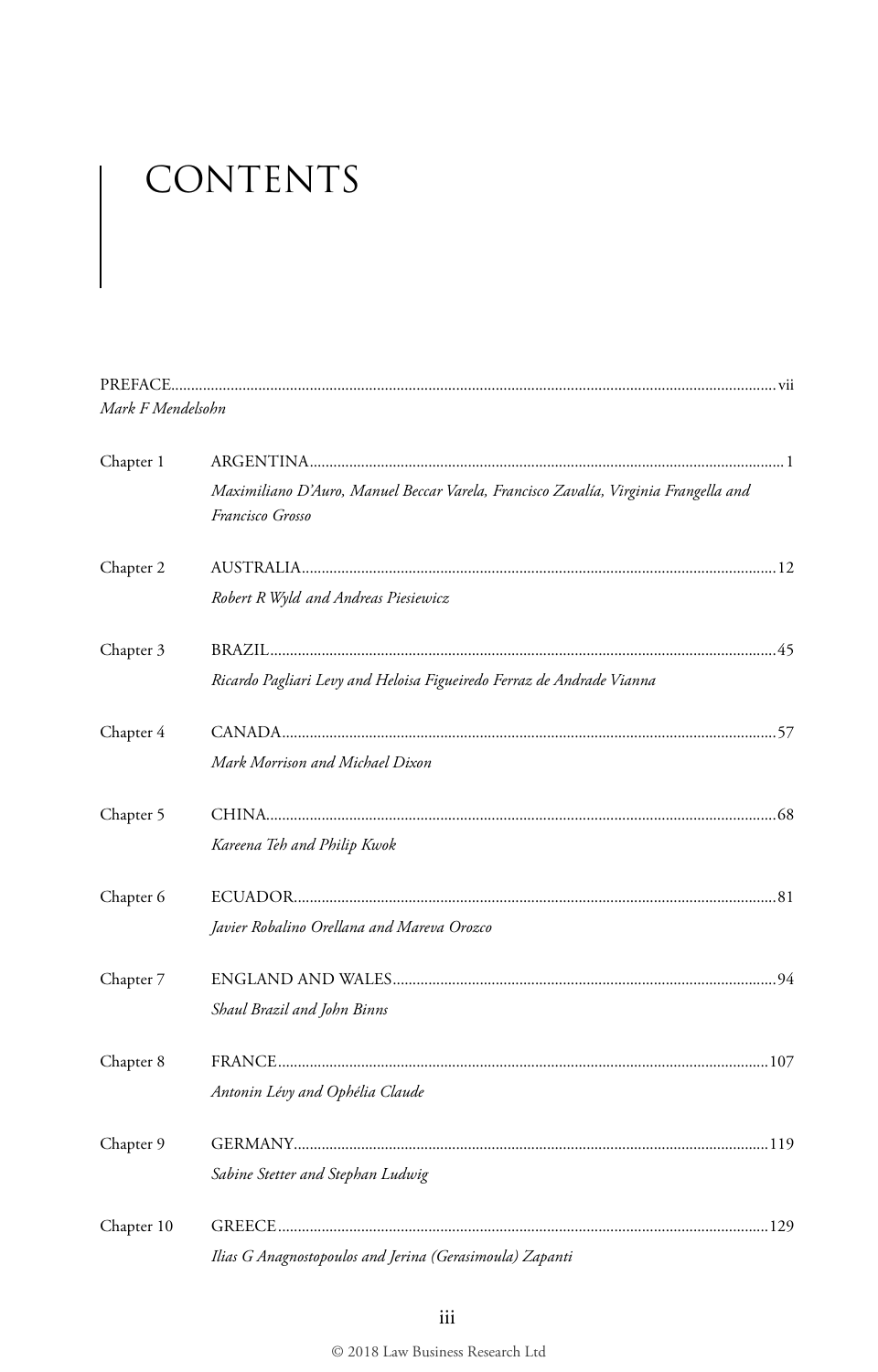# CONTENTS

PREFACE ........ vii
*Mark F Mendelsohn*

Chapter 1 ARGENTINA ........ 1
*Maximiliano D'Auro, Manuel Beccar Varela, Francisco Zavalía, Virginia Frangella and Francisco Grosso*

Chapter 2 AUSTRALIA ........ 12
*Robert R Wyld and Andreas Piesiewicz*

Chapter 3 BRAZIL ........ 45
*Ricardo Pagliari Levy and Heloisa Figueiredo Ferraz de Andrade Vianna*

Chapter 4 CANADA ........ 57
*Mark Morrison and Michael Dixon*

Chapter 5 CHINA ........ 68
*Kareena Teh and Philip Kwok*

Chapter 6 ECUADOR ........ 81
*Javier Robalino Orellana and Mareva Orozco*

Chapter 7 ENGLAND AND WALES ........ 94
*Shaul Brazil and John Binns*

Chapter 8 FRANCE ........ 107
*Antonin Lévy and Ophélia Claude*

Chapter 9 GERMANY ........ 119
*Sabine Stetter and Stephan Ludwig*

Chapter 10 GREECE ........ 129
*Ilias G Anagnostopoulos and Jerina (Gerasimoula) Zapanti*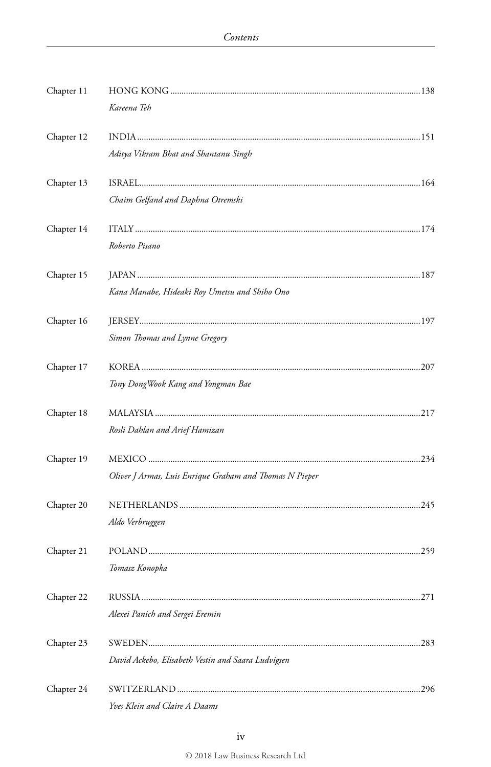| | | |
|---|---|---|
| Chapter 11 | HONG KONG<br>*Kareena Teh* | 138 |
| Chapter 12 | INDIA<br>*Aditya Vikram Bhat and Shantanu Singh* | 151 |
| Chapter 13 | ISRAEL<br>*Chaim Gelfand and Daphna Otremski* | 164 |
| Chapter 14 | ITALY<br>*Roberto Pisano* | 174 |
| Chapter 15 | JAPAN<br>*Kana Manabe, Hideaki Roy Umetsu and Shiho Ono* | 187 |
| Chapter 16 | JERSEY<br>*Simon Thomas and Lynne Gregory* | 197 |
| Chapter 17 | KOREA<br>*Tony DongWook Kang and Yongman Bae* | 207 |
| Chapter 18 | MALAYSIA<br>*Rosli Dahlan and Arief Hamizan* | 217 |
| Chapter 19 | MEXICO<br>*Oliver J Armas, Luis Enrique Graham and Thomas N Pieper* | 234 |
| Chapter 20 | NETHERLANDS<br>*Aldo Verbruggen* | 245 |
| Chapter 21 | POLAND<br>*Tomasz Konopka* | 259 |
| Chapter 22 | RUSSIA<br>*Alexei Panich and Sergei Eremin* | 271 |
| Chapter 23 | SWEDEN<br>*David Ackebo, Elisabeth Vestin and Saara Ludvigsen* | 283 |
| Chapter 24 | SWITZERLAND<br>*Yves Klein and Claire A Daams* | 296 |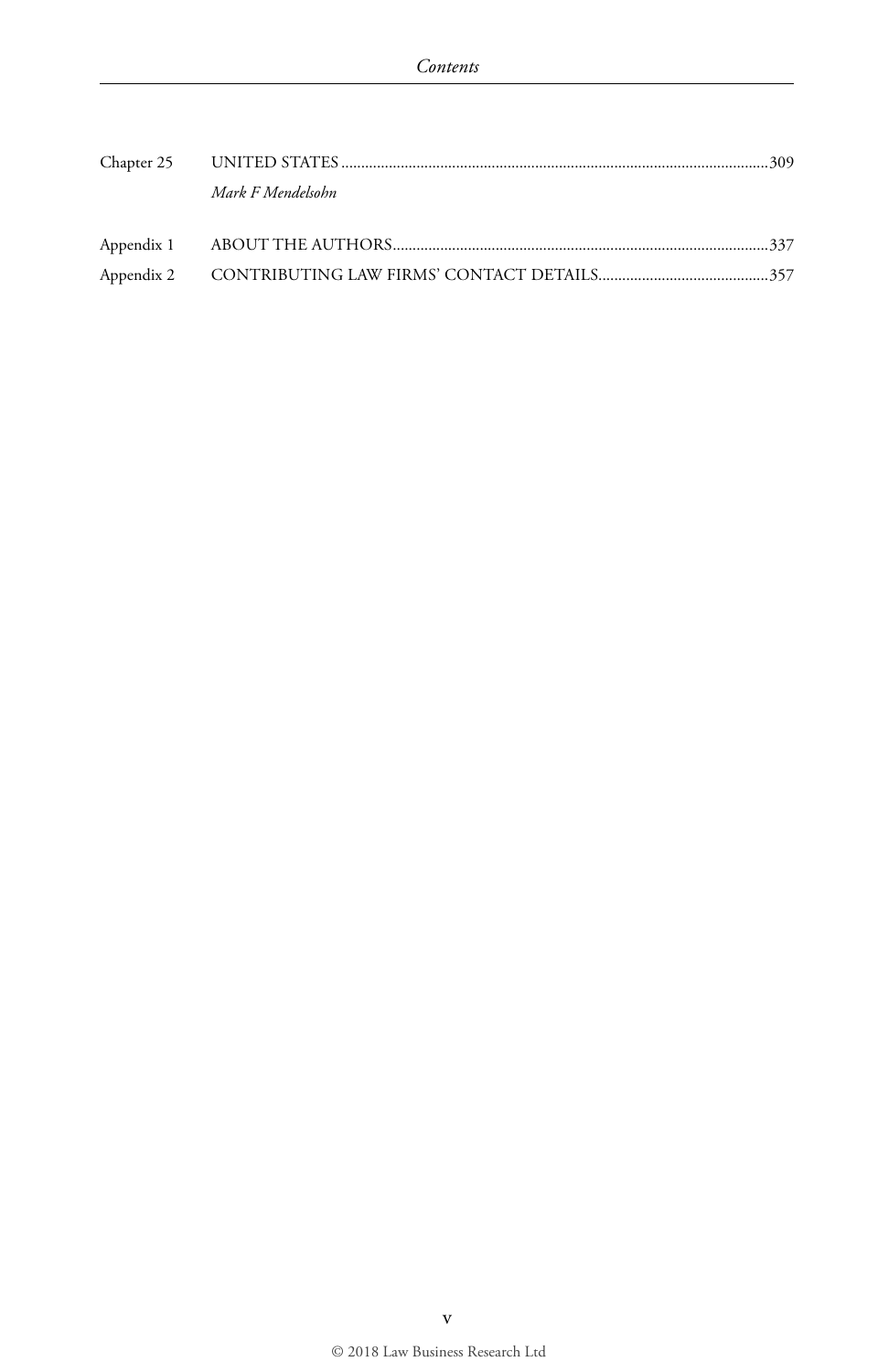Chapter 25 UNITED STATES ..... 309
*Mark F Mendelsohn*

Appendix 1 ABOUT THE AUTHORS ..... 337

Appendix 2 CONTRIBUTING LAW FIRMS' CONTACT DETAILS ..... 357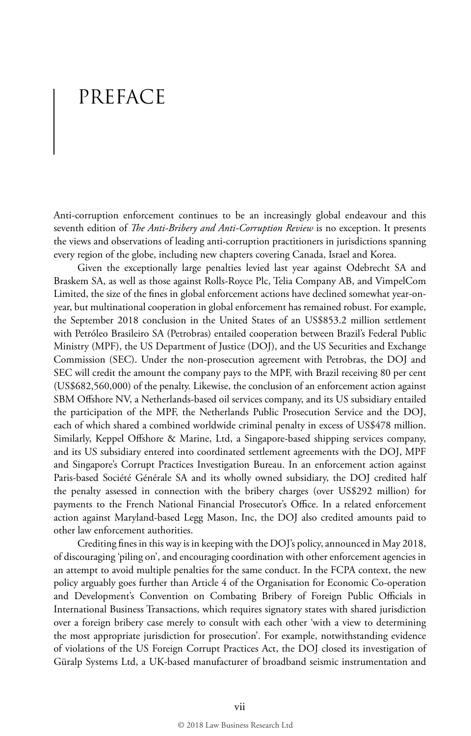# PREFACE

Anti-corruption enforcement continues to be an increasingly global endeavour and this seventh edition of *The Anti-Bribery and Anti-Corruption Review* is no exception. It presents the views and observations of leading anti-corruption practitioners in jurisdictions spanning every region of the globe, including new chapters covering Canada, Israel and Korea.

Given the exceptionally large penalties levied last year against Odebrecht SA and Braskem SA, as well as those against Rolls-Royce Plc, Telia Company AB, and VimpelCom Limited, the size of the fines in global enforcement actions have declined somewhat year-on-year, but multinational cooperation in global enforcement has remained robust. For example, the September 2018 conclusion in the United States of an US$853.2 million settlement with Petróleo Brasileiro SA (Petrobras) entailed cooperation between Brazil's Federal Public Ministry (MPF), the US Department of Justice (DOJ), and the US Securities and Exchange Commission (SEC). Under the non-prosecution agreement with Petrobras, the DOJ and SEC will credit the amount the company pays to the MPF, with Brazil receiving 80 per cent (US$682,560,000) of the penalty. Likewise, the conclusion of an enforcement action against SBM Offshore NV, a Netherlands-based oil services company, and its US subsidiary entailed the participation of the MPF, the Netherlands Public Prosecution Service and the DOJ, each of which shared a combined worldwide criminal penalty in excess of US$478 million. Similarly, Keppel Offshore & Marine, Ltd, a Singapore-based shipping services company, and its US subsidiary entered into coordinated settlement agreements with the DOJ, MPF and Singapore's Corrupt Practices Investigation Bureau. In an enforcement action against Paris-based Société Générale SA and its wholly owned subsidiary, the DOJ credited half the penalty assessed in connection with the bribery charges (over US$292 million) for payments to the French National Financial Prosecutor's Office. In a related enforcement action against Maryland-based Legg Mason, Inc, the DOJ also credited amounts paid to other law enforcement authorities.

Crediting fines in this way is in keeping with the DOJ's policy, announced in May 2018, of discouraging 'piling on', and encouraging coordination with other enforcement agencies in an attempt to avoid multiple penalties for the same conduct. In the FCPA context, the new policy arguably goes further than Article 4 of the Organisation for Economic Co-operation and Development's Convention on Combating Bribery of Foreign Public Officials in International Business Transactions, which requires signatory states with shared jurisdiction over a foreign bribery case merely to consult with each other 'with a view to determining the most appropriate jurisdiction for prosecution'. For example, notwithstanding evidence of violations of the US Foreign Corrupt Practices Act, the DOJ closed its investigation of Güralp Systems Ltd, a UK-based manufacturer of broadband seismic instrumentation and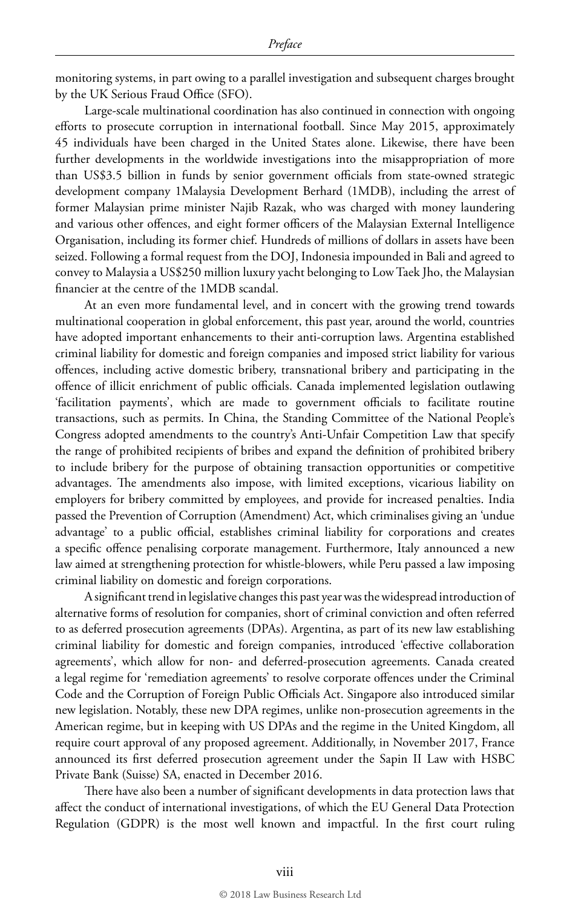monitoring systems, in part owing to a parallel investigation and subsequent charges brought by the UK Serious Fraud Office (SFO).

Large-scale multinational coordination has also continued in connection with ongoing efforts to prosecute corruption in international football. Since May 2015, approximately 45 individuals have been charged in the United States alone. Likewise, there have been further developments in the worldwide investigations into the misappropriation of more than US$3.5 billion in funds by senior government officials from state-owned strategic development company 1Malaysia Development Berhard (1MDB), including the arrest of former Malaysian prime minister Najib Razak, who was charged with money laundering and various other offences, and eight former officers of the Malaysian External Intelligence Organisation, including its former chief. Hundreds of millions of dollars in assets have been seized. Following a formal request from the DOJ, Indonesia impounded in Bali and agreed to convey to Malaysia a US$250 million luxury yacht belonging to Low Taek Jho, the Malaysian financier at the centre of the 1MDB scandal.

At an even more fundamental level, and in concert with the growing trend towards multinational cooperation in global enforcement, this past year, around the world, countries have adopted important enhancements to their anti-corruption laws. Argentina established criminal liability for domestic and foreign companies and imposed strict liability for various offences, including active domestic bribery, transnational bribery and participating in the offence of illicit enrichment of public officials. Canada implemented legislation outlawing 'facilitation payments', which are made to government officials to facilitate routine transactions, such as permits. In China, the Standing Committee of the National People's Congress adopted amendments to the country's Anti-Unfair Competition Law that specify the range of prohibited recipients of bribes and expand the definition of prohibited bribery to include bribery for the purpose of obtaining transaction opportunities or competitive advantages. The amendments also impose, with limited exceptions, vicarious liability on employers for bribery committed by employees, and provide for increased penalties. India passed the Prevention of Corruption (Amendment) Act, which criminalises giving an 'undue advantage' to a public official, establishes criminal liability for corporations and creates a specific offence penalising corporate management. Furthermore, Italy announced a new law aimed at strengthening protection for whistle-blowers, while Peru passed a law imposing criminal liability on domestic and foreign corporations.

A significant trend in legislative changes this past year was the widespread introduction of alternative forms of resolution for companies, short of criminal conviction and often referred to as deferred prosecution agreements (DPAs). Argentina, as part of its new law establishing criminal liability for domestic and foreign companies, introduced 'effective collaboration agreements', which allow for non- and deferred-prosecution agreements. Canada created a legal regime for 'remediation agreements' to resolve corporate offences under the Criminal Code and the Corruption of Foreign Public Officials Act. Singapore also introduced similar new legislation. Notably, these new DPA regimes, unlike non-prosecution agreements in the American regime, but in keeping with US DPAs and the regime in the United Kingdom, all require court approval of any proposed agreement. Additionally, in November 2017, France announced its first deferred prosecution agreement under the Sapin II Law with HSBC Private Bank (Suisse) SA, enacted in December 2016.

There have also been a number of significant developments in data protection laws that affect the conduct of international investigations, of which the EU General Data Protection Regulation (GDPR) is the most well known and impactful. In the first court ruling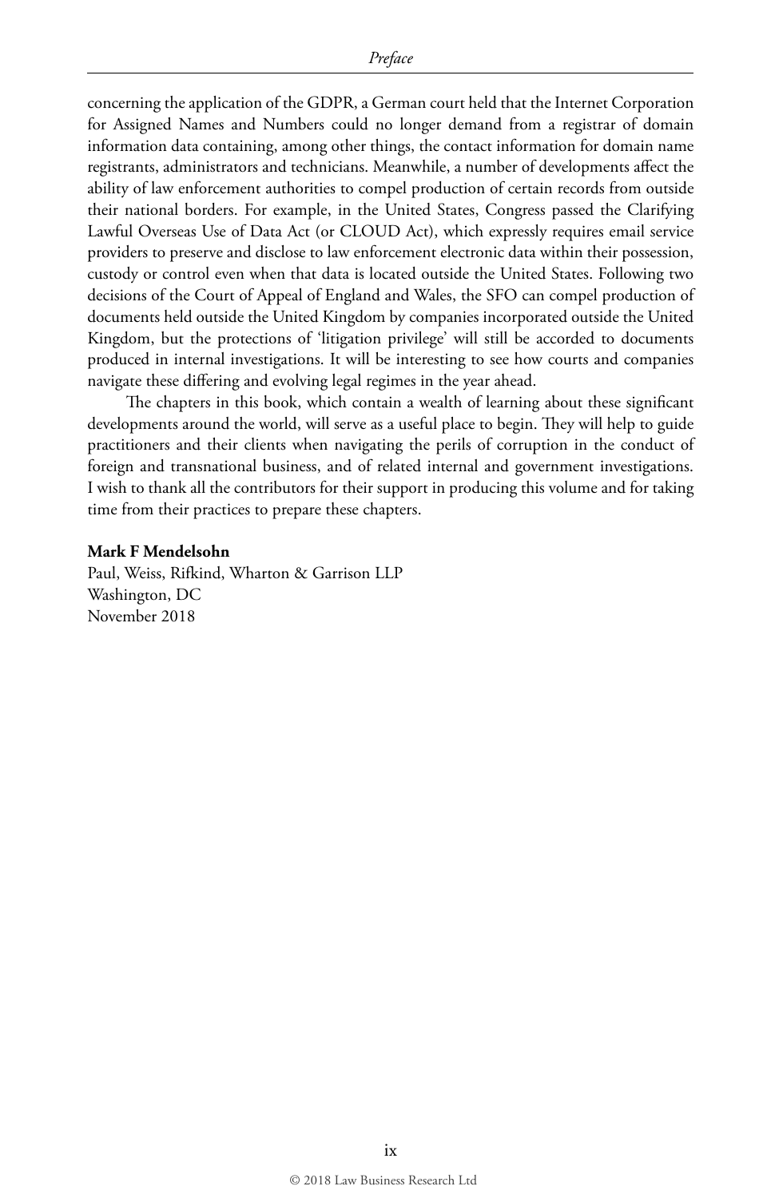concerning the application of the GDPR, a German court held that the Internet Corporation for Assigned Names and Numbers could no longer demand from a registrar of domain information data containing, among other things, the contact information for domain name registrants, administrators and technicians. Meanwhile, a number of developments affect the ability of law enforcement authorities to compel production of certain records from outside their national borders. For example, in the United States, Congress passed the Clarifying Lawful Overseas Use of Data Act (or CLOUD Act), which expressly requires email service providers to preserve and disclose to law enforcement electronic data within their possession, custody or control even when that data is located outside the United States. Following two decisions of the Court of Appeal of England and Wales, the SFO can compel production of documents held outside the United Kingdom by companies incorporated outside the United Kingdom, but the protections of 'litigation privilege' will still be accorded to documents produced in internal investigations. It will be interesting to see how courts and companies navigate these differing and evolving legal regimes in the year ahead.

The chapters in this book, which contain a wealth of learning about these significant developments around the world, will serve as a useful place to begin. They will help to guide practitioners and their clients when navigating the perils of corruption in the conduct of foreign and transnational business, and of related internal and government investigations. I wish to thank all the contributors for their support in producing this volume and for taking time from their practices to prepare these chapters.

**Mark F Mendelsohn**
Paul, Weiss, Rifkind, Wharton & Garrison LLP
Washington, DC
November 2018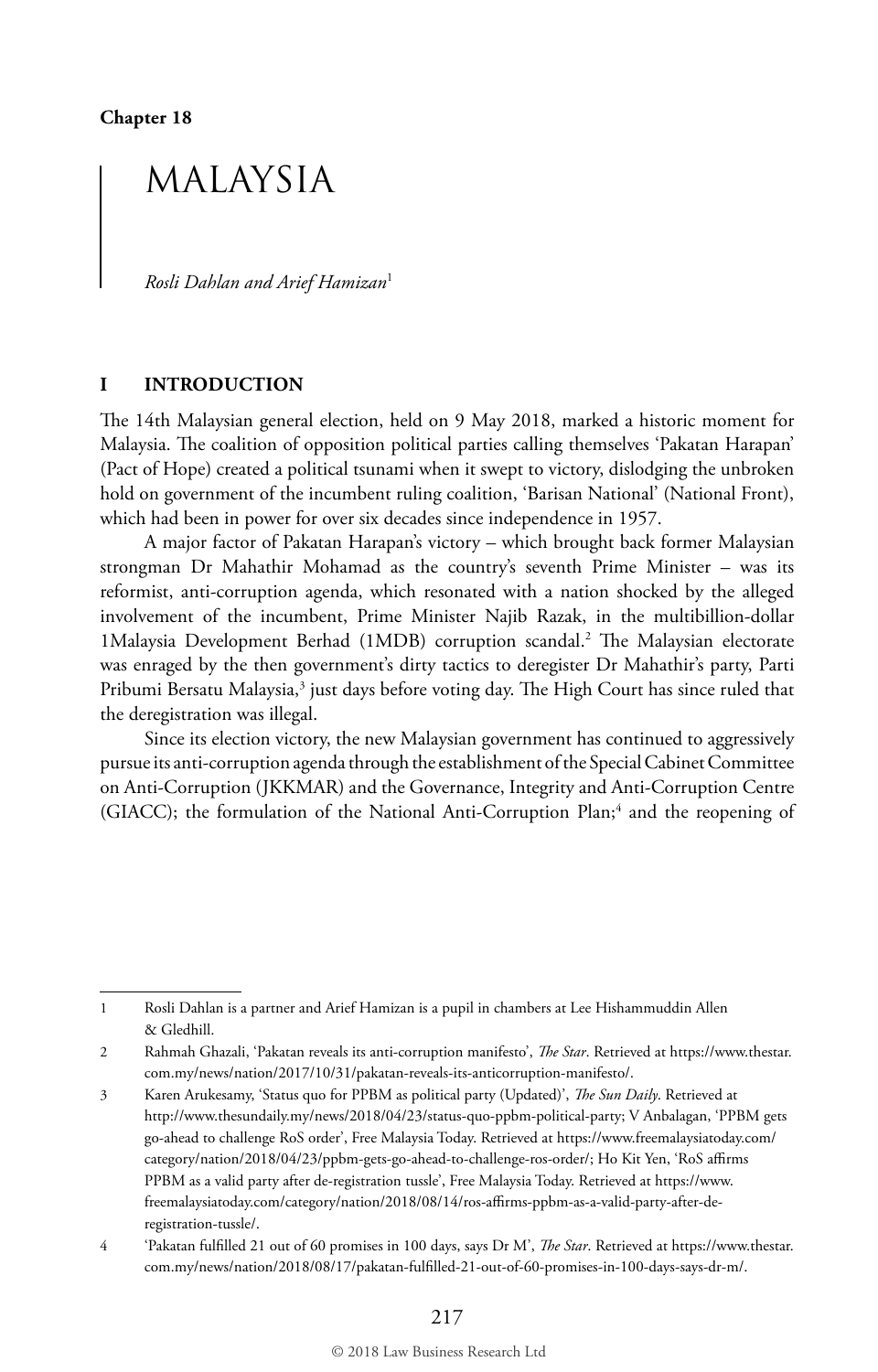Chapter 18

# MALAYSIA

*Rosli Dahlan and Arief Hamizan*[1]

## I INTRODUCTION

The 14th Malaysian general election, held on 9 May 2018, marked a historic moment for Malaysia. The coalition of opposition political parties calling themselves 'Pakatan Harapan' (Pact of Hope) created a political tsunami when it swept to victory, dislodging the unbroken hold on government of the incumbent ruling coalition, 'Barisan National' (National Front), which had been in power for over six decades since independence in 1957.

A major factor of Pakatan Harapan's victory – which brought back former Malaysian strongman Dr Mahathir Mohamad as the country's seventh Prime Minister – was its reformist, anti-corruption agenda, which resonated with a nation shocked by the alleged involvement of the incumbent, Prime Minister Najib Razak, in the multibillion-dollar 1Malaysia Development Berhad (1MDB) corruption scandal.[2] The Malaysian electorate was enraged by the then government's dirty tactics to deregister Dr Mahathir's party, Parti Pribumi Bersatu Malaysia,[3] just days before voting day. The High Court has since ruled that the deregistration was illegal.

Since its election victory, the new Malaysian government has continued to aggressively pursue its anti-corruption agenda through the establishment of the Special Cabinet Committee on Anti-Corruption (JKKMAR) and the Governance, Integrity and Anti-Corruption Centre (GIACC); the formulation of the National Anti-Corruption Plan;[4] and the reopening of

---

1 Rosli Dahlan is a partner and Arief Hamizan is a pupil in chambers at Lee Hishammuddin Allen & Gledhill.

2 Rahmah Ghazali, 'Pakatan reveals its anti-corruption manifesto', *The Star*. Retrieved at https://www.thestar.com.my/news/nation/2017/10/31/pakatan-reveals-its-anticorruption-manifesto/.

3 Karen Arukesamy, 'Status quo for PPBM as political party (Updated)', *The Sun Daily*. Retrieved at http://www.thesundaily.my/news/2018/04/23/status-quo-ppbm-political-party; V Anbalagan, 'PPBM gets go-ahead to challenge RoS order', Free Malaysia Today. Retrieved at https://www.freemalaysiatoday.com/category/nation/2018/04/23/ppbm-gets-go-ahead-to-challenge-ros-order/; Ho Kit Yen, 'RoS affirms PPBM as a valid party after de-registration tussle', Free Malaysia Today. Retrieved at https://www.freemalaysiatoday.com/category/nation/2018/08/14/ros-affirms-ppbm-as-a-valid-party-after-de-registration-tussle/.

4 'Pakatan fulfilled 21 out of 60 promises in 100 days, says Dr M', *The Star*. Retrieved at https://www.thestar.com.my/news/nation/2018/08/17/pakatan-fulfilled-21-out-of-60-promises-in-100-days-says-dr-m/.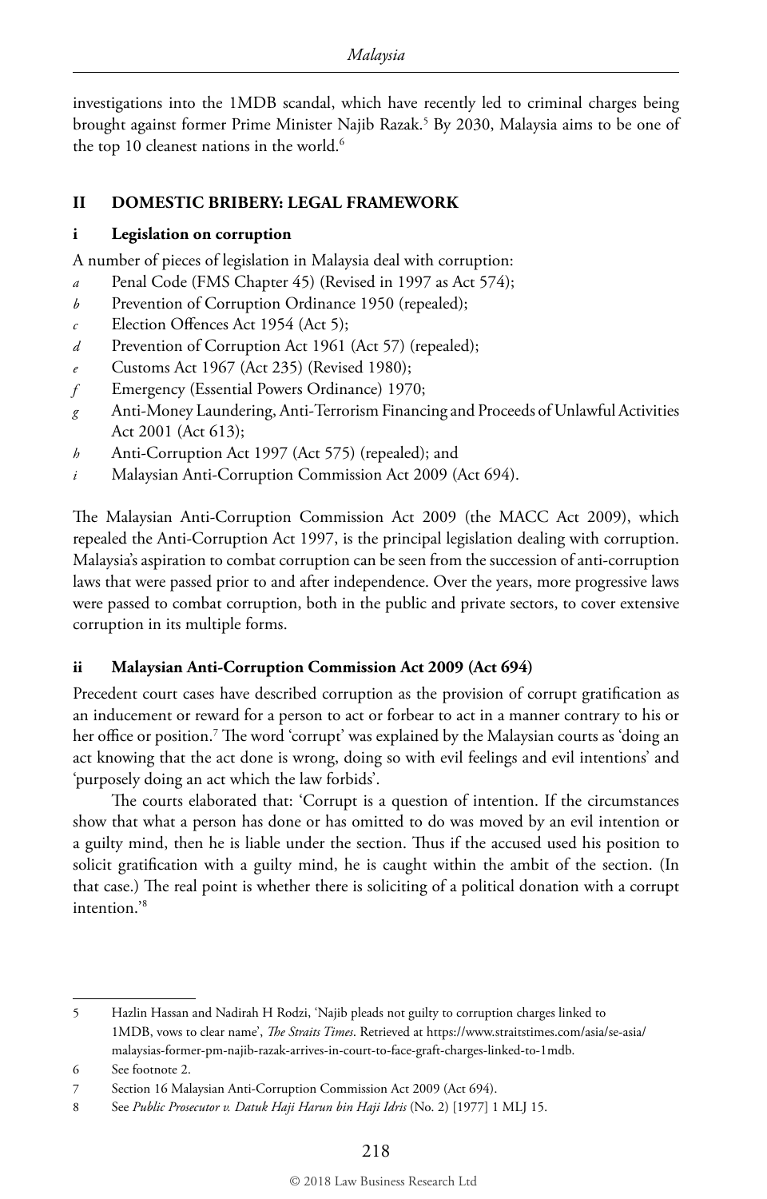investigations into the 1MDB scandal, which have recently led to criminal charges being brought against former Prime Minister Najib Razak.[5] By 2030, Malaysia aims to be one of the top 10 cleanest nations in the world.[6]

## II DOMESTIC BRIBERY: LEGAL FRAMEWORK

### i Legislation on corruption

A number of pieces of legislation in Malaysia deal with corruption:

- *a* Penal Code (FMS Chapter 45) (Revised in 1997 as Act 574);
- *b* Prevention of Corruption Ordinance 1950 (repealed);
- *c* Election Offences Act 1954 (Act 5);
- *d* Prevention of Corruption Act 1961 (Act 57) (repealed);
- *e* Customs Act 1967 (Act 235) (Revised 1980);
- *f* Emergency (Essential Powers Ordinance) 1970;
- *g* Anti-Money Laundering, Anti-Terrorism Financing and Proceeds of Unlawful Activities Act 2001 (Act 613);
- *h* Anti-Corruption Act 1997 (Act 575) (repealed); and
- *i* Malaysian Anti-Corruption Commission Act 2009 (Act 694).

The Malaysian Anti-Corruption Commission Act 2009 (the MACC Act 2009), which repealed the Anti-Corruption Act 1997, is the principal legislation dealing with corruption. Malaysia's aspiration to combat corruption can be seen from the succession of anti-corruption laws that were passed prior to and after independence. Over the years, more progressive laws were passed to combat corruption, both in the public and private sectors, to cover extensive corruption in its multiple forms.

### ii Malaysian Anti-Corruption Commission Act 2009 (Act 694)

Precedent court cases have described corruption as the provision of corrupt gratification as an inducement or reward for a person to act or forbear to act in a manner contrary to his or her office or position.[7] The word 'corrupt' was explained by the Malaysian courts as 'doing an act knowing that the act done is wrong, doing so with evil feelings and evil intentions' and 'purposely doing an act which the law forbids'.

The courts elaborated that: 'Corrupt is a question of intention. If the circumstances show that what a person has done or has omitted to do was moved by an evil intention or a guilty mind, then he is liable under the section. Thus if the accused used his position to solicit gratification with a guilty mind, he is caught within the ambit of the section. (In that case.) The real point is whether there is soliciting of a political donation with a corrupt intention.'[8]

---

5 Hazlin Hassan and Nadirah H Rodzi, 'Najib pleads not guilty to corruption charges linked to 1MDB, vows to clear name', *The Straits Times*. Retrieved at https://www.straitstimes.com/asia/se-asia/malaysias-former-pm-najib-razak-arrives-in-court-to-face-graft-charges-linked-to-1mdb.

6 See footnote 2.

7 Section 16 Malaysian Anti-Corruption Commission Act 2009 (Act 694).

8 See *Public Prosecutor v. Datuk Haji Harun bin Haji Idris* (No. 2) [1977] 1 MLJ 15.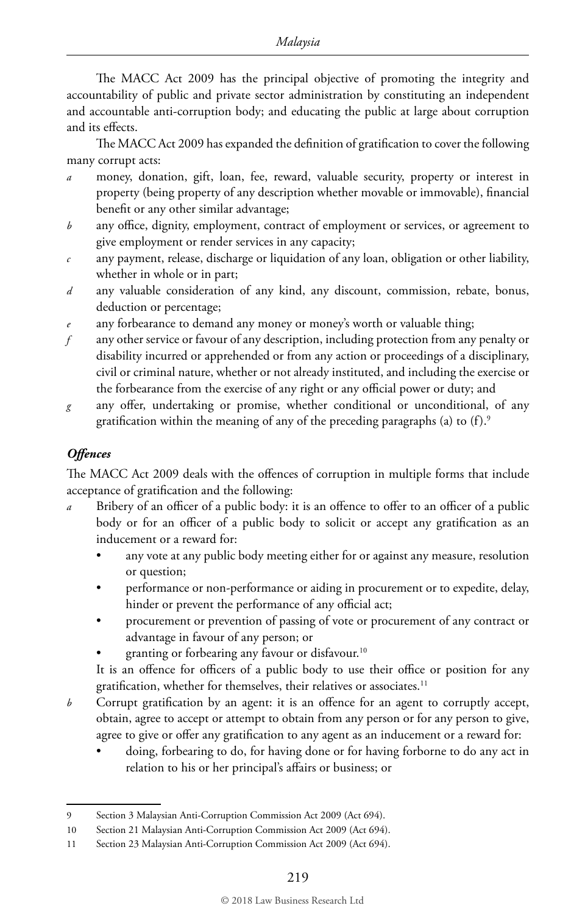The MACC Act 2009 has the principal objective of promoting the integrity and accountability of public and private sector administration by constituting an independent and accountable anti-corruption body; and educating the public at large about corruption and its effects.

The MACC Act 2009 has expanded the definition of gratification to cover the following many corrupt acts:

*a* money, donation, gift, loan, fee, reward, valuable security, property or interest in property (being property of any description whether movable or immovable), financial benefit or any other similar advantage;

*b* any office, dignity, employment, contract of employment or services, or agreement to give employment or render services in any capacity;

*c* any payment, release, discharge or liquidation of any loan, obligation or other liability, whether in whole or in part;

*d* any valuable consideration of any kind, any discount, commission, rebate, bonus, deduction or percentage;

*e* any forbearance to demand any money or money's worth or valuable thing;

*f* any other service or favour of any description, including protection from any penalty or disability incurred or apprehended or from any action or proceedings of a disciplinary, civil or criminal nature, whether or not already instituted, and including the exercise or the forbearance from the exercise of any right or any official power or duty; and

*g* any offer, undertaking or promise, whether conditional or unconditional, of any gratification within the meaning of any of the preceding paragraphs (a) to (f).[9]

### *Offences*

The MACC Act 2009 deals with the offences of corruption in multiple forms that include acceptance of gratification and the following:

*a* Bribery of an officer of a public body: it is an offence to offer to an officer of a public body or for an officer of a public body to solicit or accept any gratification as an inducement or a reward for:
   - any vote at any public body meeting either for or against any measure, resolution or question;
   - performance or non-performance or aiding in procurement or to expedite, delay, hinder or prevent the performance of any official act;
   - procurement or prevention of passing of vote or procurement of any contract or advantage in favour of any person; or
   - granting or forbearing any favour or disfavour.[10]

   It is an offence for officers of a public body to use their office or position for any gratification, whether for themselves, their relatives or associates.[11]

*b* Corrupt gratification by an agent: it is an offence for an agent to corruptly accept, obtain, agree to accept or attempt to obtain from any person or for any person to give, agree to give or offer any gratification to any agent as an inducement or a reward for:
   - doing, forbearing to do, for having done or for having forborne to do any act in relation to his or her principal's affairs or business; or

---

9 Section 3 Malaysian Anti-Corruption Commission Act 2009 (Act 694).

10 Section 21 Malaysian Anti-Corruption Commission Act 2009 (Act 694).

11 Section 23 Malaysian Anti-Corruption Commission Act 2009 (Act 694).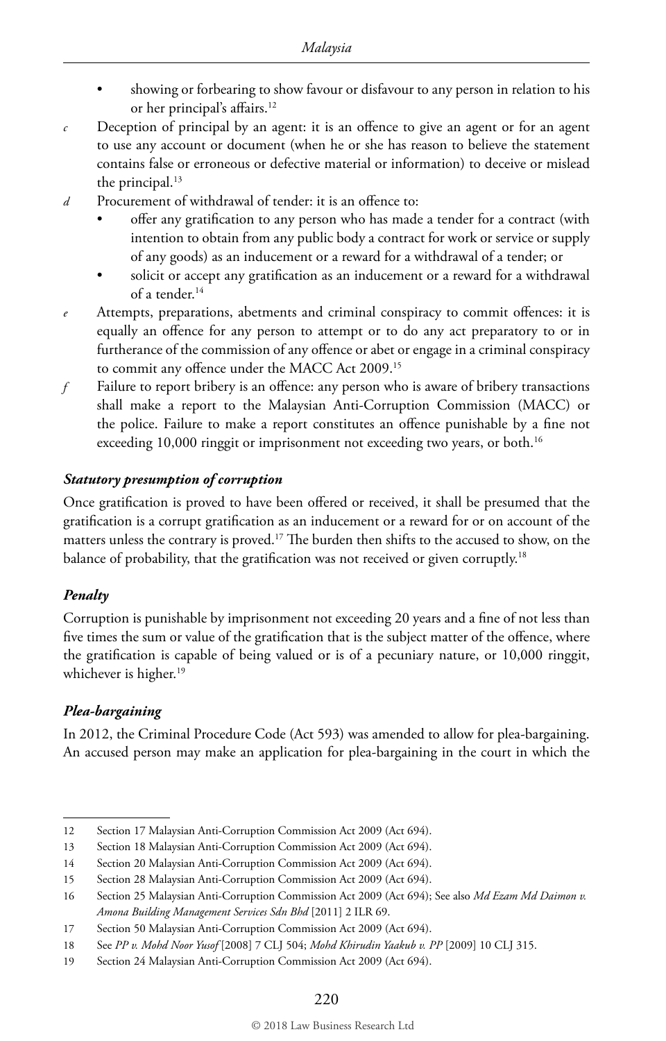- showing or forbearing to show favour or disfavour to any person in relation to his or her principal's affairs.[12]

*c* Deception of principal by an agent: it is an offence to give an agent or for an agent to use any account or document (when he or she has reason to believe the statement contains false or erroneous or defective material or information) to deceive or mislead the principal.[13]

*d* Procurement of withdrawal of tender: it is an offence to:
- offer any gratification to any person who has made a tender for a contract (with intention to obtain from any public body a contract for work or service or supply of any goods) as an inducement or a reward for a withdrawal of a tender; or
- solicit or accept any gratification as an inducement or a reward for a withdrawal of a tender.[14]

*e* Attempts, preparations, abetments and criminal conspiracy to commit offences: it is equally an offence for any person to attempt or to do any act preparatory to or in furtherance of the commission of any offence or abet or engage in a criminal conspiracy to commit any offence under the MACC Act 2009.[15]

*f* Failure to report bribery is an offence: any person who is aware of bribery transactions shall make a report to the Malaysian Anti-Corruption Commission (MACC) or the police. Failure to make a report constitutes an offence punishable by a fine not exceeding 10,000 ringgit or imprisonment not exceeding two years, or both.[16]

***Statutory presumption of corruption***

Once gratification is proved to have been offered or received, it shall be presumed that the gratification is a corrupt gratification as an inducement or a reward for or on account of the matters unless the contrary is proved.[17] The burden then shifts to the accused to show, on the balance of probability, that the gratification was not received or given corruptly.[18]

***Penalty***

Corruption is punishable by imprisonment not exceeding 20 years and a fine of not less than five times the sum or value of the gratification that is the subject matter of the offence, where the gratification is capable of being valued or is of a pecuniary nature, or 10,000 ringgit, whichever is higher.[19]

***Plea-bargaining***

In 2012, the Criminal Procedure Code (Act 593) was amended to allow for plea-bargaining. An accused person may make an application for plea-bargaining in the court in which the

---

12 Section 17 Malaysian Anti-Corruption Commission Act 2009 (Act 694).

13 Section 18 Malaysian Anti-Corruption Commission Act 2009 (Act 694).

14 Section 20 Malaysian Anti-Corruption Commission Act 2009 (Act 694).

15 Section 28 Malaysian Anti-Corruption Commission Act 2009 (Act 694).

16 Section 25 Malaysian Anti-Corruption Commission Act 2009 (Act 694); See also *Md Ezam Md Daimon v. Amona Building Management Services Sdn Bhd* [2011] 2 ILR 69.

17 Section 50 Malaysian Anti-Corruption Commission Act 2009 (Act 694).

18 See *PP v. Mohd Noor Yusof* [2008] 7 CLJ 504; *Mohd Khirudin Yaakub v. PP* [2009] 10 CLJ 315.

19 Section 24 Malaysian Anti-Corruption Commission Act 2009 (Act 694).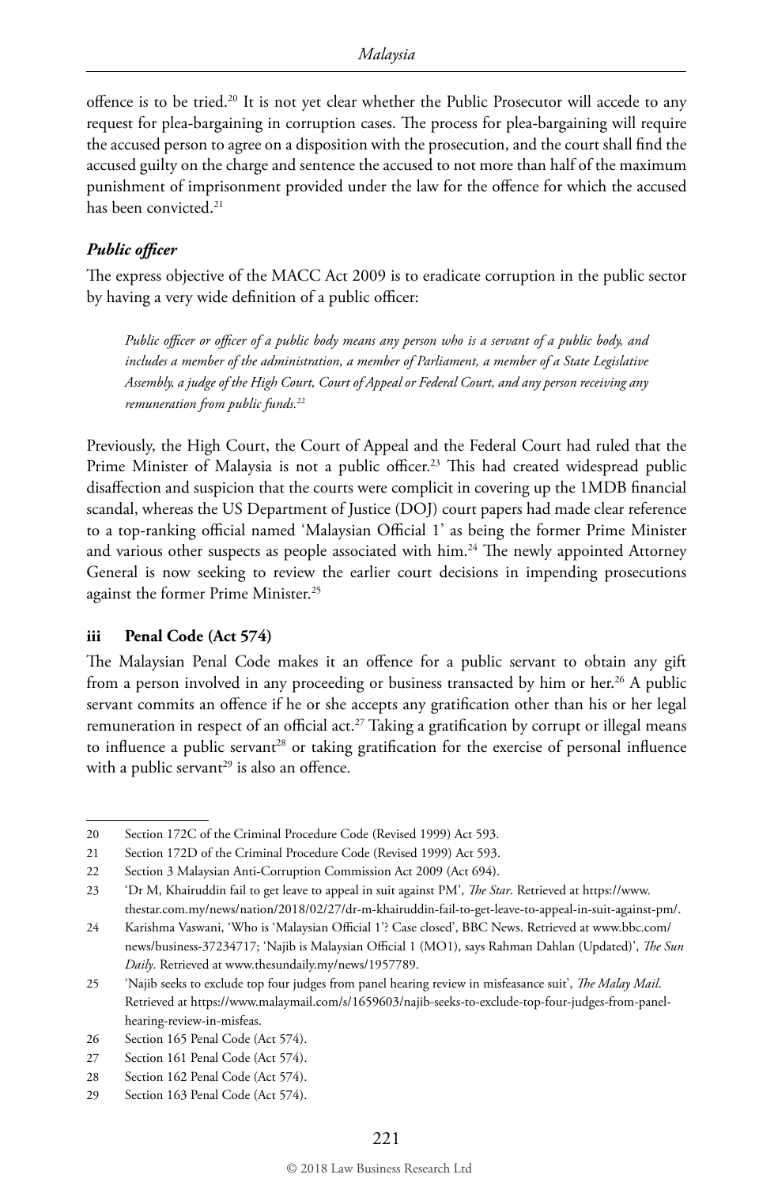offence is to be tried.[20] It is not yet clear whether the Public Prosecutor will accede to any request for plea-bargaining in corruption cases. The process for plea-bargaining will require the accused person to agree on a disposition with the prosecution, and the court shall find the accused guilty on the charge and sentence the accused to not more than half of the maximum punishment of imprisonment provided under the law for the offence for which the accused has been convicted.[21]

#### *Public officer*

The express objective of the MACC Act 2009 is to eradicate corruption in the public sector by having a very wide definition of a public officer:

> *Public officer or officer of a public body means any person who is a servant of a public body, and includes a member of the administration, a member of Parliament, a member of a State Legislative Assembly, a judge of the High Court, Court of Appeal or Federal Court, and any person receiving any remuneration from public funds.*[22]

Previously, the High Court, the Court of Appeal and the Federal Court had ruled that the Prime Minister of Malaysia is not a public officer.[23] This had created widespread public disaffection and suspicion that the courts were complicit in covering up the 1MDB financial scandal, whereas the US Department of Justice (DOJ) court papers had made clear reference to a top-ranking official named 'Malaysian Official 1' as being the former Prime Minister and various other suspects as people associated with him.[24] The newly appointed Attorney General is now seeking to review the earlier court decisions in impending prosecutions against the former Prime Minister.[25]

### iii Penal Code (Act 574)

The Malaysian Penal Code makes it an offence for a public servant to obtain any gift from a person involved in any proceeding or business transacted by him or her.[26] A public servant commits an offence if he or she accepts any gratification other than his or her legal remuneration in respect of an official act.[27] Taking a gratification by corrupt or illegal means to influence a public servant[28] or taking gratification for the exercise of personal influence with a public servant[29] is also an offence.

---

20 Section 172C of the Criminal Procedure Code (Revised 1999) Act 593.

21 Section 172D of the Criminal Procedure Code (Revised 1999) Act 593.

22 Section 3 Malaysian Anti-Corruption Commission Act 2009 (Act 694).

23 'Dr M, Khairuddin fail to get leave to appeal in suit against PM', *The Star*. Retrieved at https://www.thestar.com.my/news/nation/2018/02/27/dr-m-khairuddin-fail-to-get-leave-to-appeal-in-suit-against-pm/.

24 Karishma Vaswani, 'Who is 'Malaysian Official 1'? Case closed', BBC News. Retrieved at www.bbc.com/news/business-37234717; 'Najib is Malaysian Official 1 (MO1), says Rahman Dahlan (Updated)', *The Sun Daily*. Retrieved at www.thesundaily.my/news/1957789.

25 'Najib seeks to exclude top four judges from panel hearing review in misfeasance suit', *The Malay Mail*. Retrieved at https://www.malaymail.com/s/1659603/najib-seeks-to-exclude-top-four-judges-from-panel-hearing-review-in-misfeas.

26 Section 165 Penal Code (Act 574).

27 Section 161 Penal Code (Act 574).

28 Section 162 Penal Code (Act 574).

29 Section 163 Penal Code (Act 574).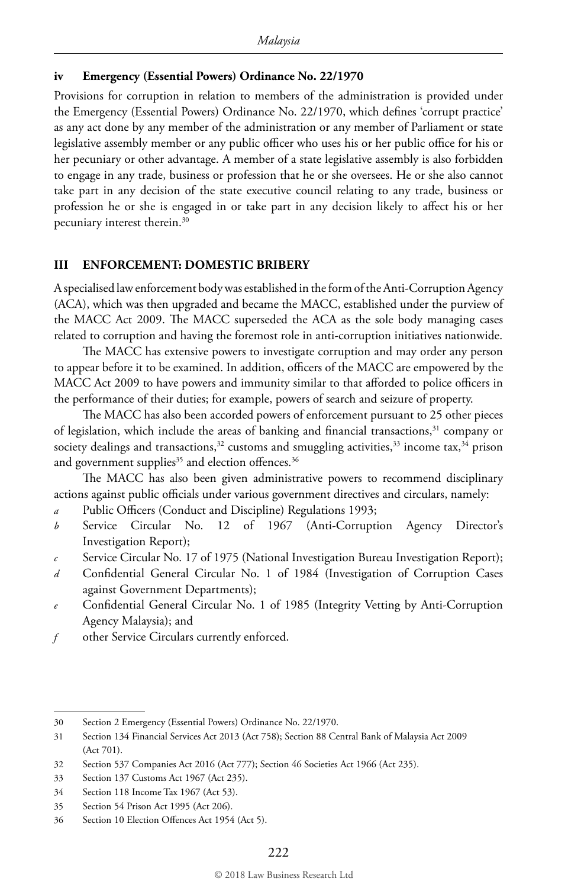### iv Emergency (Essential Powers) Ordinance No. 22/1970

Provisions for corruption in relation to members of the administration is provided under the Emergency (Essential Powers) Ordinance No. 22/1970, which defines 'corrupt practice' as any act done by any member of the administration or any member of Parliament or state legislative assembly member or any public officer who uses his or her public office for his or her pecuniary or other advantage. A member of a state legislative assembly is also forbidden to engage in any trade, business or profession that he or she oversees. He or she also cannot take part in any decision of the state executive council relating to any trade, business or profession he or she is engaged in or take part in any decision likely to affect his or her pecuniary interest therein.[30]

## III ENFORCEMENT: DOMESTIC BRIBERY

A specialised law enforcement body was established in the form of the Anti-Corruption Agency (ACA), which was then upgraded and became the MACC, established under the purview of the MACC Act 2009. The MACC superseded the ACA as the sole body managing cases related to corruption and having the foremost role in anti-corruption initiatives nationwide.

The MACC has extensive powers to investigate corruption and may order any person to appear before it to be examined. In addition, officers of the MACC are empowered by the MACC Act 2009 to have powers and immunity similar to that afforded to police officers in the performance of their duties; for example, powers of search and seizure of property.

The MACC has also been accorded powers of enforcement pursuant to 25 other pieces of legislation, which include the areas of banking and financial transactions,[31] company or society dealings and transactions,[32] customs and smuggling activities,[33] income tax,[34] prison and government supplies[35] and election offences.[36]

The MACC has also been given administrative powers to recommend disciplinary actions against public officials under various government directives and circulars, namely:

*a* Public Officers (Conduct and Discipline) Regulations 1993;
*b* Service Circular No. 12 of 1967 (Anti-Corruption Agency Director's Investigation Report);
*c* Service Circular No. 17 of 1975 (National Investigation Bureau Investigation Report);
*d* Confidential General Circular No. 1 of 1984 (Investigation of Corruption Cases against Government Departments);
*e* Confidential General Circular No. 1 of 1985 (Integrity Vetting by Anti-Corruption Agency Malaysia); and
*f* other Service Circulars currently enforced.

---

30 Section 2 Emergency (Essential Powers) Ordinance No. 22/1970.

31 Section 134 Financial Services Act 2013 (Act 758); Section 88 Central Bank of Malaysia Act 2009 (Act 701).

32 Section 537 Companies Act 2016 (Act 777); Section 46 Societies Act 1966 (Act 235).

33 Section 137 Customs Act 1967 (Act 235).

34 Section 118 Income Tax 1967 (Act 53).

35 Section 54 Prison Act 1995 (Act 206).

36 Section 10 Election Offences Act 1954 (Act 5).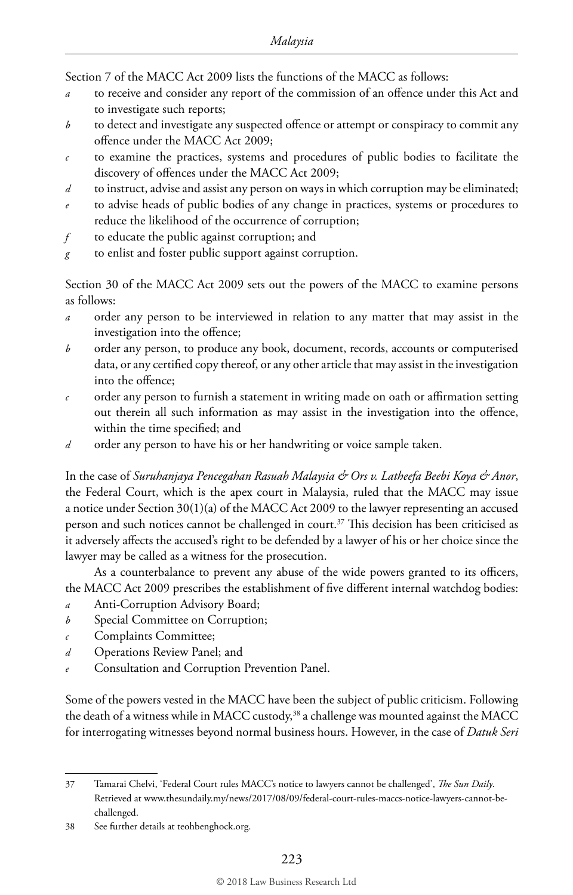Section 7 of the MACC Act 2009 lists the functions of the MACC as follows:

- *a* to receive and consider any report of the commission of an offence under this Act and to investigate such reports;
- *b* to detect and investigate any suspected offence or attempt or conspiracy to commit any offence under the MACC Act 2009;
- *c* to examine the practices, systems and procedures of public bodies to facilitate the discovery of offences under the MACC Act 2009;
- *d* to instruct, advise and assist any person on ways in which corruption may be eliminated;
- *e* to advise heads of public bodies of any change in practices, systems or procedures to reduce the likelihood of the occurrence of corruption;
- *f* to educate the public against corruption; and
- *g* to enlist and foster public support against corruption.

Section 30 of the MACC Act 2009 sets out the powers of the MACC to examine persons as follows:

- *a* order any person to be interviewed in relation to any matter that may assist in the investigation into the offence;
- *b* order any person, to produce any book, document, records, accounts or computerised data, or any certified copy thereof, or any other article that may assist in the investigation into the offence;
- *c* order any person to furnish a statement in writing made on oath or affirmation setting out therein all such information as may assist in the investigation into the offence, within the time specified; and
- *d* order any person to have his or her handwriting or voice sample taken.

In the case of *Suruhanjaya Pencegahan Rasuah Malaysia & Ors v. Latheefa Beebi Koya & Anor*, the Federal Court, which is the apex court in Malaysia, ruled that the MACC may issue a notice under Section 30(1)(a) of the MACC Act 2009 to the lawyer representing an accused person and such notices cannot be challenged in court.[37] This decision has been criticised as it adversely affects the accused's right to be defended by a lawyer of his or her choice since the lawyer may be called as a witness for the prosecution.

As a counterbalance to prevent any abuse of the wide powers granted to its officers, the MACC Act 2009 prescribes the establishment of five different internal watchdog bodies:

- *a* Anti-Corruption Advisory Board;
- *b* Special Committee on Corruption;
- *c* Complaints Committee;
- *d* Operations Review Panel; and
- *e* Consultation and Corruption Prevention Panel.

Some of the powers vested in the MACC have been the subject of public criticism. Following the death of a witness while in MACC custody,[38] a challenge was mounted against the MACC for interrogating witnesses beyond normal business hours. However, in the case of *Datuk Seri*

---

37 Tamarai Chelvi, 'Federal Court rules MACC's notice to lawyers cannot be challenged', *The Sun Daily*. Retrieved at www.thesundaily.my/news/2017/08/09/federal-court-rules-maccs-notice-lawyers-cannot-be-challenged.

38 See further details at teohbenghock.org.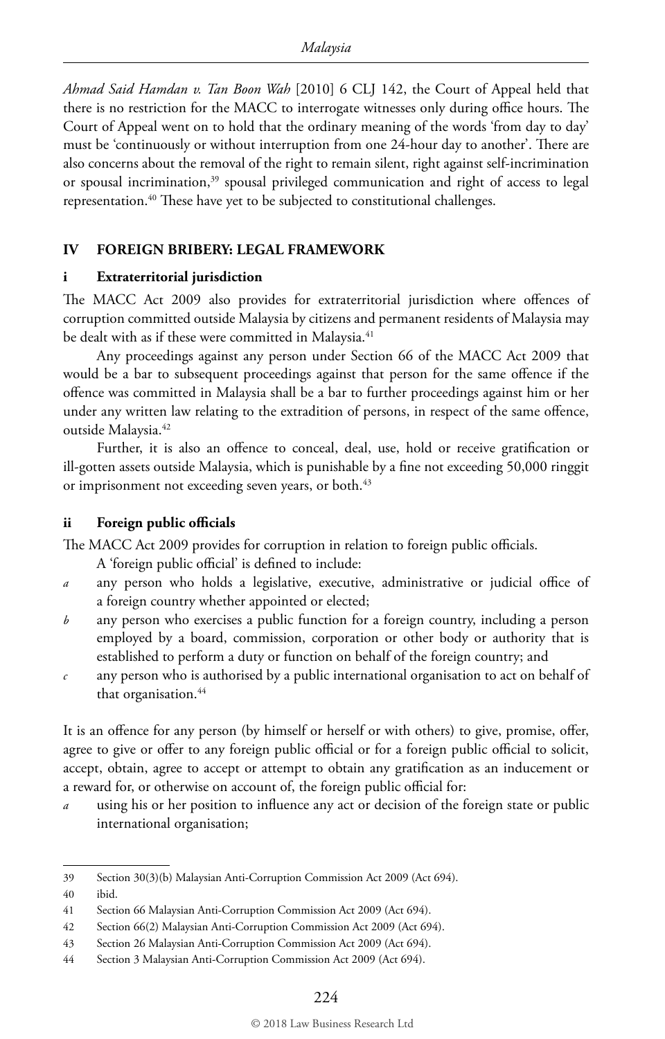*Ahmad Said Hamdan v. Tan Boon Wah* [2010] 6 CLJ 142, the Court of Appeal held that there is no restriction for the MACC to interrogate witnesses only during office hours. The Court of Appeal went on to hold that the ordinary meaning of the words 'from day to day' must be 'continuously or without interruption from one 24-hour day to another'. There are also concerns about the removal of the right to remain silent, right against self-incrimination or spousal incrimination,[39] spousal privileged communication and right of access to legal representation.[40] These have yet to be subjected to constitutional challenges.

## IV FOREIGN BRIBERY: LEGAL FRAMEWORK

### i Extraterritorial jurisdiction

The MACC Act 2009 also provides for extraterritorial jurisdiction where offences of corruption committed outside Malaysia by citizens and permanent residents of Malaysia may be dealt with as if these were committed in Malaysia.[41]

Any proceedings against any person under Section 66 of the MACC Act 2009 that would be a bar to subsequent proceedings against that person for the same offence if the offence was committed in Malaysia shall be a bar to further proceedings against him or her under any written law relating to the extradition of persons, in respect of the same offence, outside Malaysia.[42]

Further, it is also an offence to conceal, deal, use, hold or receive gratification or ill-gotten assets outside Malaysia, which is punishable by a fine not exceeding 50,000 ringgit or imprisonment not exceeding seven years, or both.[43]

### ii Foreign public officials

The MACC Act 2009 provides for corruption in relation to foreign public officials.

A 'foreign public official' is defined to include:

*a* any person who holds a legislative, executive, administrative or judicial office of a foreign country whether appointed or elected;

*b* any person who exercises a public function for a foreign country, including a person employed by a board, commission, corporation or other body or authority that is established to perform a duty or function on behalf of the foreign country; and

*c* any person who is authorised by a public international organisation to act on behalf of that organisation.[44]

It is an offence for any person (by himself or herself or with others) to give, promise, offer, agree to give or offer to any foreign public official or for a foreign public official to solicit, accept, obtain, agree to accept or attempt to obtain any gratification as an inducement or a reward for, or otherwise on account of, the foreign public official for:

*a* using his or her position to influence any act or decision of the foreign state or public international organisation;

---

39 Section 30(3)(b) Malaysian Anti-Corruption Commission Act 2009 (Act 694).

40 ibid.

41 Section 66 Malaysian Anti-Corruption Commission Act 2009 (Act 694).

42 Section 66(2) Malaysian Anti-Corruption Commission Act 2009 (Act 694).

43 Section 26 Malaysian Anti-Corruption Commission Act 2009 (Act 694).

44 Section 3 Malaysian Anti-Corruption Commission Act 2009 (Act 694).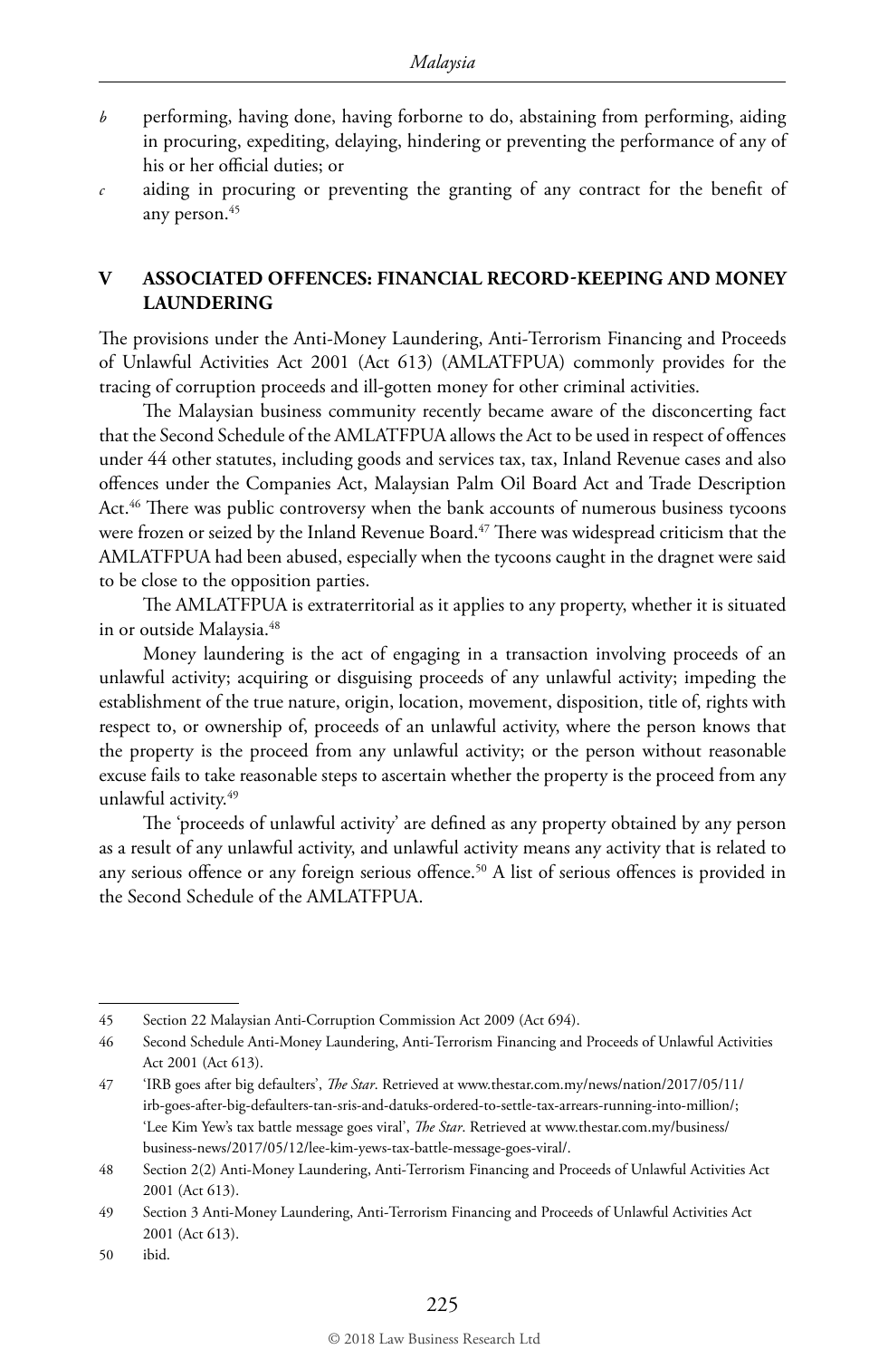*b* performing, having done, having forborne to do, abstaining from performing, aiding in procuring, expediting, delaying, hindering or preventing the performance of any of his or her official duties; or

*c* aiding in procuring or preventing the granting of any contract for the benefit of any person.[45]

## V ASSOCIATED OFFENCES: FINANCIAL RECORD-KEEPING AND MONEY LAUNDERING

The provisions under the Anti-Money Laundering, Anti-Terrorism Financing and Proceeds of Unlawful Activities Act 2001 (Act 613) (AMLATFPUA) commonly provides for the tracing of corruption proceeds and ill-gotten money for other criminal activities.

The Malaysian business community recently became aware of the disconcerting fact that the Second Schedule of the AMLATFPUA allows the Act to be used in respect of offences under 44 other statutes, including goods and services tax, tax, Inland Revenue cases and also offences under the Companies Act, Malaysian Palm Oil Board Act and Trade Description Act.[46] There was public controversy when the bank accounts of numerous business tycoons were frozen or seized by the Inland Revenue Board.[47] There was widespread criticism that the AMLATFPUA had been abused, especially when the tycoons caught in the dragnet were said to be close to the opposition parties.

The AMLATFPUA is extraterritorial as it applies to any property, whether it is situated in or outside Malaysia.[48]

Money laundering is the act of engaging in a transaction involving proceeds of an unlawful activity; acquiring or disguising proceeds of any unlawful activity; impeding the establishment of the true nature, origin, location, movement, disposition, title of, rights with respect to, or ownership of, proceeds of an unlawful activity, where the person knows that the property is the proceed from any unlawful activity; or the person without reasonable excuse fails to take reasonable steps to ascertain whether the property is the proceed from any unlawful activity.[49]

The 'proceeds of unlawful activity' are defined as any property obtained by any person as a result of any unlawful activity, and unlawful activity means any activity that is related to any serious offence or any foreign serious offence.[50] A list of serious offences is provided in the Second Schedule of the AMLATFPUA.

---

45 Section 22 Malaysian Anti-Corruption Commission Act 2009 (Act 694).

46 Second Schedule Anti-Money Laundering, Anti-Terrorism Financing and Proceeds of Unlawful Activities Act 2001 (Act 613).

47 'IRB goes after big defaulters', *The Star*. Retrieved at www.thestar.com.my/news/nation/2017/05/11/irb-goes-after-big-defaulters-tan-sris-and-datuks-ordered-to-settle-tax-arrears-running-into-million/; 'Lee Kim Yew's tax battle message goes viral', *The Star*. Retrieved at www.thestar.com.my/business/business-news/2017/05/12/lee-kim-yews-tax-battle-message-goes-viral/.

48 Section 2(2) Anti-Money Laundering, Anti-Terrorism Financing and Proceeds of Unlawful Activities Act 2001 (Act 613).

49 Section 3 Anti-Money Laundering, Anti-Terrorism Financing and Proceeds of Unlawful Activities Act 2001 (Act 613).

50 ibid.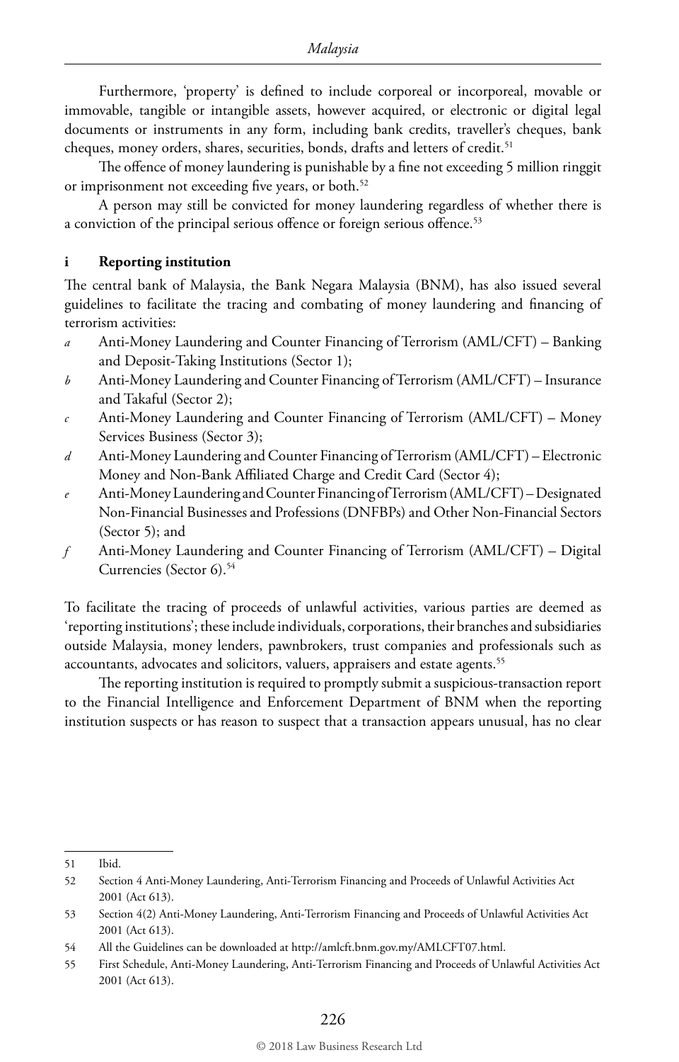Furthermore, 'property' is defined to include corporeal or incorporeal, movable or immovable, tangible or intangible assets, however acquired, or electronic or digital legal documents or instruments in any form, including bank credits, traveller's cheques, bank cheques, money orders, shares, securities, bonds, drafts and letters of credit.[51]

The offence of money laundering is punishable by a fine not exceeding 5 million ringgit or imprisonment not exceeding five years, or both.[52]

A person may still be convicted for money laundering regardless of whether there is a conviction of the principal serious offence or foreign serious offence.[53]

### i Reporting institution

The central bank of Malaysia, the Bank Negara Malaysia (BNM), has also issued several guidelines to facilitate the tracing and combating of money laundering and financing of terrorism activities:

*a* Anti-Money Laundering and Counter Financing of Terrorism (AML/CFT) – Banking and Deposit-Taking Institutions (Sector 1);

*b* Anti-Money Laundering and Counter Financing of Terrorism (AML/CFT) – Insurance and Takaful (Sector 2);

*c* Anti-Money Laundering and Counter Financing of Terrorism (AML/CFT) – Money Services Business (Sector 3);

*d* Anti-Money Laundering and Counter Financing of Terrorism (AML/CFT) – Electronic Money and Non-Bank Affiliated Charge and Credit Card (Sector 4);

*e* Anti-Money Laundering and Counter Financing of Terrorism (AML/CFT) – Designated Non-Financial Businesses and Professions (DNFBPs) and Other Non-Financial Sectors (Sector 5); and

*f* Anti-Money Laundering and Counter Financing of Terrorism (AML/CFT) – Digital Currencies (Sector 6).[54]

To facilitate the tracing of proceeds of unlawful activities, various parties are deemed as 'reporting institutions'; these include individuals, corporations, their branches and subsidiaries outside Malaysia, money lenders, pawnbrokers, trust companies and professionals such as accountants, advocates and solicitors, valuers, appraisers and estate agents.[55]

The reporting institution is required to promptly submit a suspicious-transaction report to the Financial Intelligence and Enforcement Department of BNM when the reporting institution suspects or has reason to suspect that a transaction appears unusual, has no clear

---

51 Ibid.

52 Section 4 Anti-Money Laundering, Anti-Terrorism Financing and Proceeds of Unlawful Activities Act 2001 (Act 613).

53 Section 4(2) Anti-Money Laundering, Anti-Terrorism Financing and Proceeds of Unlawful Activities Act 2001 (Act 613).

54 All the Guidelines can be downloaded at http://amlcft.bnm.gov.my/AMLCFT07.html.

55 First Schedule, Anti-Money Laundering, Anti-Terrorism Financing and Proceeds of Unlawful Activities Act 2001 (Act 613).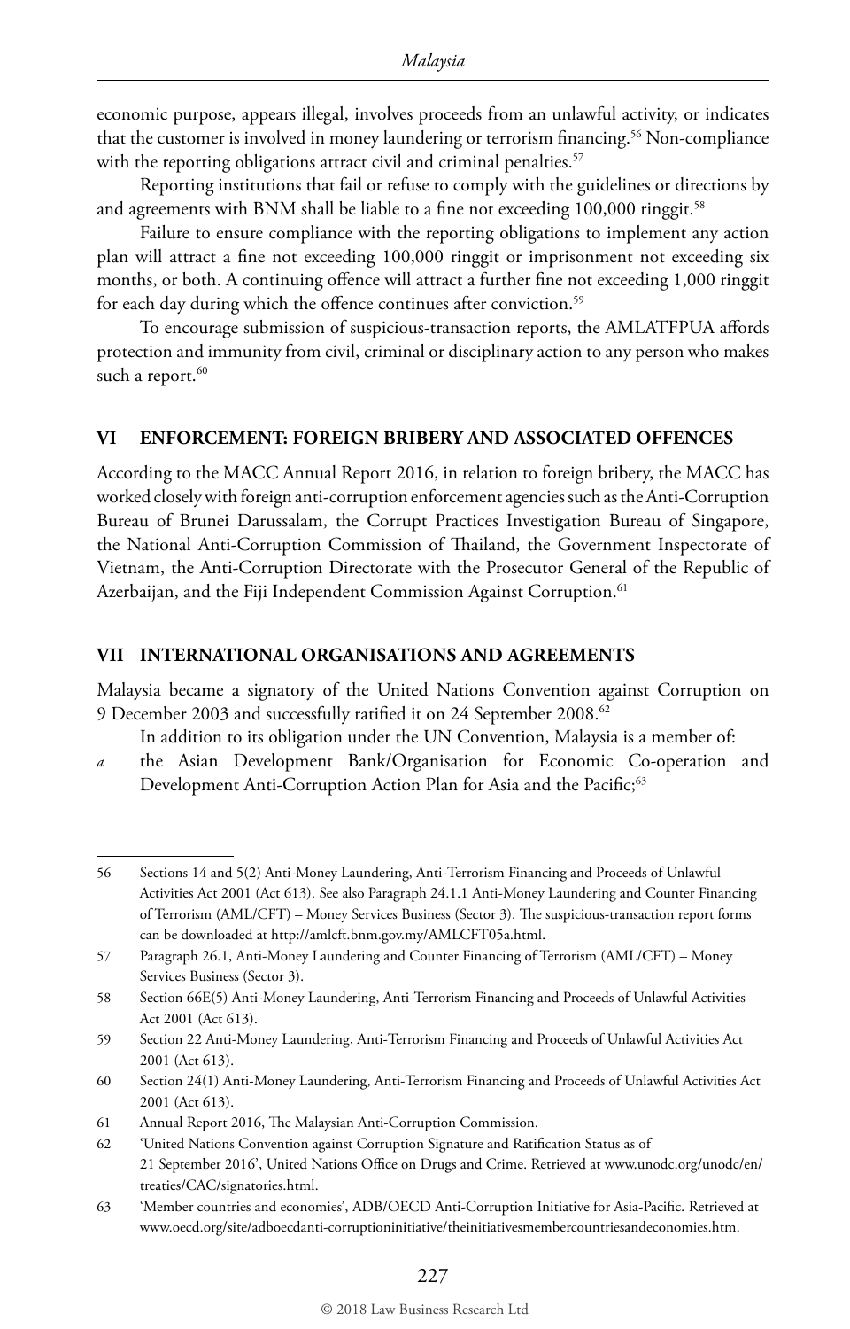economic purpose, appears illegal, involves proceeds from an unlawful activity, or indicates that the customer is involved in money laundering or terrorism financing.[56] Non-compliance with the reporting obligations attract civil and criminal penalties.[57]

Reporting institutions that fail or refuse to comply with the guidelines or directions by and agreements with BNM shall be liable to a fine not exceeding 100,000 ringgit.[58]

Failure to ensure compliance with the reporting obligations to implement any action plan will attract a fine not exceeding 100,000 ringgit or imprisonment not exceeding six months, or both. A continuing offence will attract a further fine not exceeding 1,000 ringgit for each day during which the offence continues after conviction.[59]

To encourage submission of suspicious-transaction reports, the AMLATFPUA affords protection and immunity from civil, criminal or disciplinary action to any person who makes such a report.[60]

## VI ENFORCEMENT: FOREIGN BRIBERY AND ASSOCIATED OFFENCES

According to the MACC Annual Report 2016, in relation to foreign bribery, the MACC has worked closely with foreign anti-corruption enforcement agencies such as the Anti-Corruption Bureau of Brunei Darussalam, the Corrupt Practices Investigation Bureau of Singapore, the National Anti-Corruption Commission of Thailand, the Government Inspectorate of Vietnam, the Anti-Corruption Directorate with the Prosecutor General of the Republic of Azerbaijan, and the Fiji Independent Commission Against Corruption.[61]

## VII INTERNATIONAL ORGANISATIONS AND AGREEMENTS

Malaysia became a signatory of the United Nations Convention against Corruption on 9 December 2003 and successfully ratified it on 24 September 2008.[62]

In addition to its obligation under the UN Convention, Malaysia is a member of:

*a* the Asian Development Bank/Organisation for Economic Co-operation and Development Anti-Corruption Action Plan for Asia and the Pacific;[63]

---

56 Sections 14 and 5(2) Anti-Money Laundering, Anti-Terrorism Financing and Proceeds of Unlawful Activities Act 2001 (Act 613). See also Paragraph 24.1.1 Anti-Money Laundering and Counter Financing of Terrorism (AML/CFT) – Money Services Business (Sector 3). The suspicious-transaction report forms can be downloaded at http://amlcft.bnm.gov.my/AMLCFT05a.html.

57 Paragraph 26.1, Anti-Money Laundering and Counter Financing of Terrorism (AML/CFT) – Money Services Business (Sector 3).

58 Section 66E(5) Anti-Money Laundering, Anti-Terrorism Financing and Proceeds of Unlawful Activities Act 2001 (Act 613).

59 Section 22 Anti-Money Laundering, Anti-Terrorism Financing and Proceeds of Unlawful Activities Act 2001 (Act 613).

60 Section 24(1) Anti-Money Laundering, Anti-Terrorism Financing and Proceeds of Unlawful Activities Act 2001 (Act 613).

61 Annual Report 2016, The Malaysian Anti-Corruption Commission.

62 'United Nations Convention against Corruption Signature and Ratification Status as of 21 September 2016', United Nations Office on Drugs and Crime. Retrieved at www.unodc.org/unodc/en/treaties/CAC/signatories.html.

63 'Member countries and economies', ADB/OECD Anti-Corruption Initiative for Asia-Pacific. Retrieved at www.oecd.org/site/adboecdanti-corruptioninitiative/theinitiativesmembercountriesandeconomies.htm.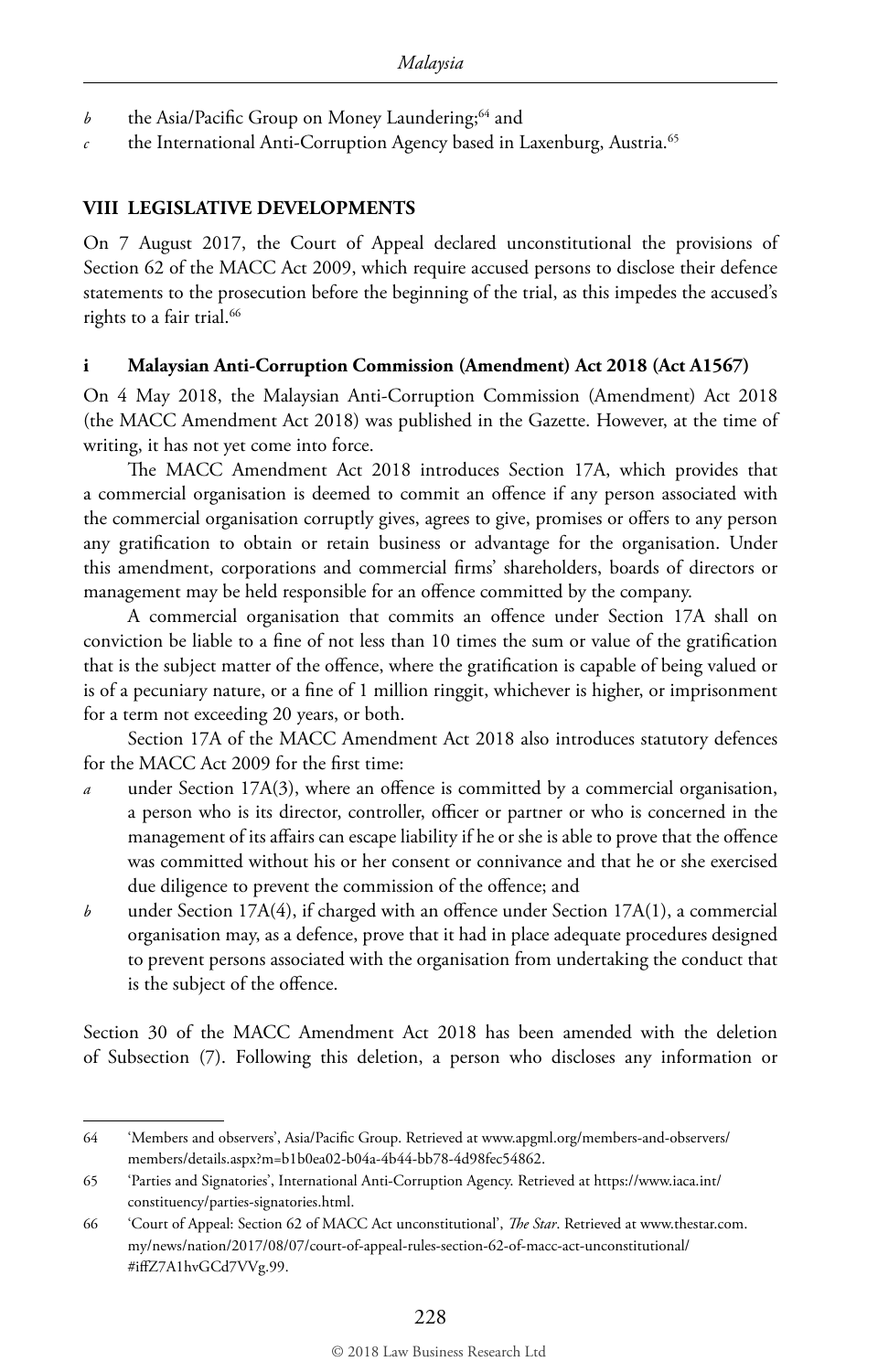*b* the Asia/Pacific Group on Money Laundering;[64] and

*c* the International Anti-Corruption Agency based in Laxenburg, Austria.[65]

## VIII LEGISLATIVE DEVELOPMENTS

On 7 August 2017, the Court of Appeal declared unconstitutional the provisions of Section 62 of the MACC Act 2009, which require accused persons to disclose their defence statements to the prosecution before the beginning of the trial, as this impedes the accused's rights to a fair trial.[66]

### i Malaysian Anti-Corruption Commission (Amendment) Act 2018 (Act A1567)

On 4 May 2018, the Malaysian Anti-Corruption Commission (Amendment) Act 2018 (the MACC Amendment Act 2018) was published in the Gazette. However, at the time of writing, it has not yet come into force.

The MACC Amendment Act 2018 introduces Section 17A, which provides that a commercial organisation is deemed to commit an offence if any person associated with the commercial organisation corruptly gives, agrees to give, promises or offers to any person any gratification to obtain or retain business or advantage for the organisation. Under this amendment, corporations and commercial firms' shareholders, boards of directors or management may be held responsible for an offence committed by the company.

A commercial organisation that commits an offence under Section 17A shall on conviction be liable to a fine of not less than 10 times the sum or value of the gratification that is the subject matter of the offence, where the gratification is capable of being valued or is of a pecuniary nature, or a fine of 1 million ringgit, whichever is higher, or imprisonment for a term not exceeding 20 years, or both.

Section 17A of the MACC Amendment Act 2018 also introduces statutory defences for the MACC Act 2009 for the first time:

*a* under Section 17A(3), where an offence is committed by a commercial organisation, a person who is its director, controller, officer or partner or who is concerned in the management of its affairs can escape liability if he or she is able to prove that the offence was committed without his or her consent or connivance and that he or she exercised due diligence to prevent the commission of the offence; and

*b* under Section 17A(4), if charged with an offence under Section 17A(1), a commercial organisation may, as a defence, prove that it had in place adequate procedures designed to prevent persons associated with the organisation from undertaking the conduct that is the subject of the offence.

Section 30 of the MACC Amendment Act 2018 has been amended with the deletion of Subsection (7). Following this deletion, a person who discloses any information or

---

64 'Members and observers', Asia/Pacific Group. Retrieved at www.apgml.org/members-and-observers/members/details.aspx?m=b1b0ea02-b04a-4b44-bb78-4d98fec54862.

65 'Parties and Signatories', International Anti-Corruption Agency. Retrieved at https://www.iaca.int/constituency/parties-signatories.html.

66 'Court of Appeal: Section 62 of MACC Act unconstitutional', *The Star*. Retrieved at www.thestar.com.my/news/nation/2017/08/07/court-of-appeal-rules-section-62-of-macc-act-unconstitutional/#iffZ7A1hvGCd7VVg.99.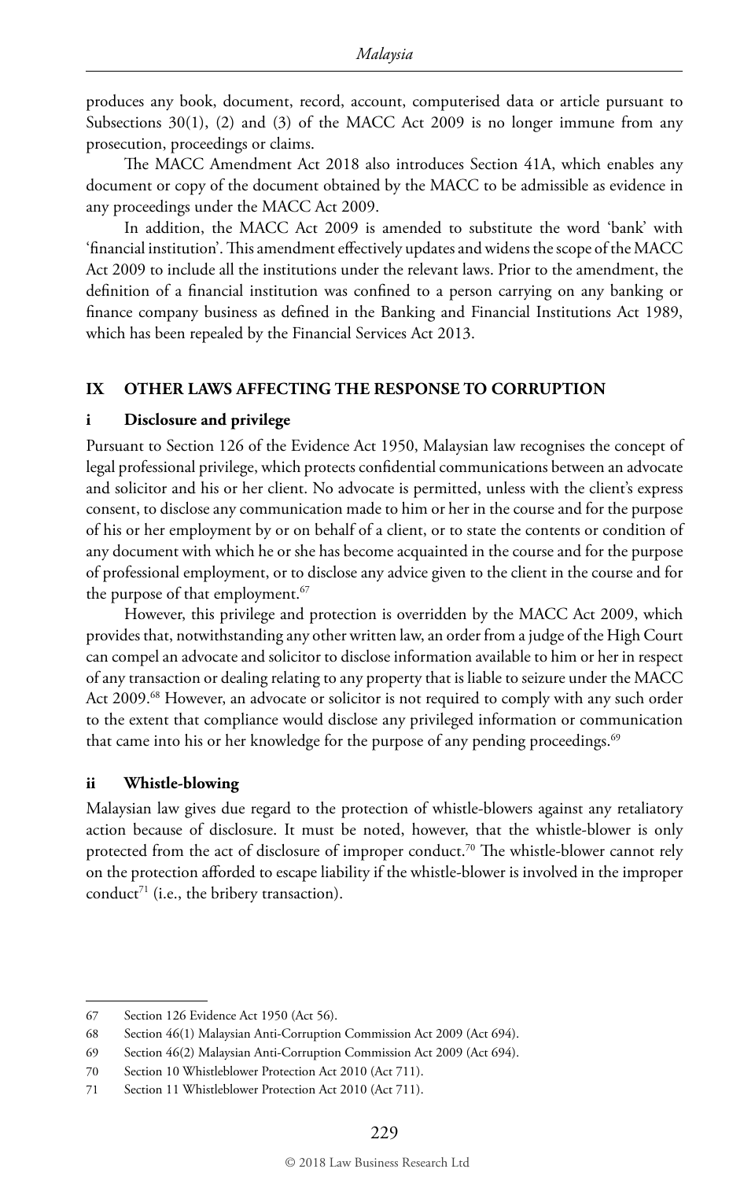produces any book, document, record, account, computerised data or article pursuant to Subsections 30(1), (2) and (3) of the MACC Act 2009 is no longer immune from any prosecution, proceedings or claims.

The MACC Amendment Act 2018 also introduces Section 41A, which enables any document or copy of the document obtained by the MACC to be admissible as evidence in any proceedings under the MACC Act 2009.

In addition, the MACC Act 2009 is amended to substitute the word 'bank' with 'financial institution'. This amendment effectively updates and widens the scope of the MACC Act 2009 to include all the institutions under the relevant laws. Prior to the amendment, the definition of a financial institution was confined to a person carrying on any banking or finance company business as defined in the Banking and Financial Institutions Act 1989, which has been repealed by the Financial Services Act 2013.

## IX OTHER LAWS AFFECTING THE RESPONSE TO CORRUPTION

### i Disclosure and privilege

Pursuant to Section 126 of the Evidence Act 1950, Malaysian law recognises the concept of legal professional privilege, which protects confidential communications between an advocate and solicitor and his or her client. No advocate is permitted, unless with the client's express consent, to disclose any communication made to him or her in the course and for the purpose of his or her employment by or on behalf of a client, or to state the contents or condition of any document with which he or she has become acquainted in the course and for the purpose of professional employment, or to disclose any advice given to the client in the course and for the purpose of that employment.[67]

However, this privilege and protection is overridden by the MACC Act 2009, which provides that, notwithstanding any other written law, an order from a judge of the High Court can compel an advocate and solicitor to disclose information available to him or her in respect of any transaction or dealing relating to any property that is liable to seizure under the MACC Act 2009.[68] However, an advocate or solicitor is not required to comply with any such order to the extent that compliance would disclose any privileged information or communication that came into his or her knowledge for the purpose of any pending proceedings.[69]

### ii Whistle-blowing

Malaysian law gives due regard to the protection of whistle-blowers against any retaliatory action because of disclosure. It must be noted, however, that the whistle-blower is only protected from the act of disclosure of improper conduct.[70] The whistle-blower cannot rely on the protection afforded to escape liability if the whistle-blower is involved in the improper conduct[71] (i.e., the bribery transaction).

---

67 Section 126 Evidence Act 1950 (Act 56).

68 Section 46(1) Malaysian Anti-Corruption Commission Act 2009 (Act 694).

69 Section 46(2) Malaysian Anti-Corruption Commission Act 2009 (Act 694).

70 Section 10 Whistleblower Protection Act 2010 (Act 711).

71 Section 11 Whistleblower Protection Act 2010 (Act 711).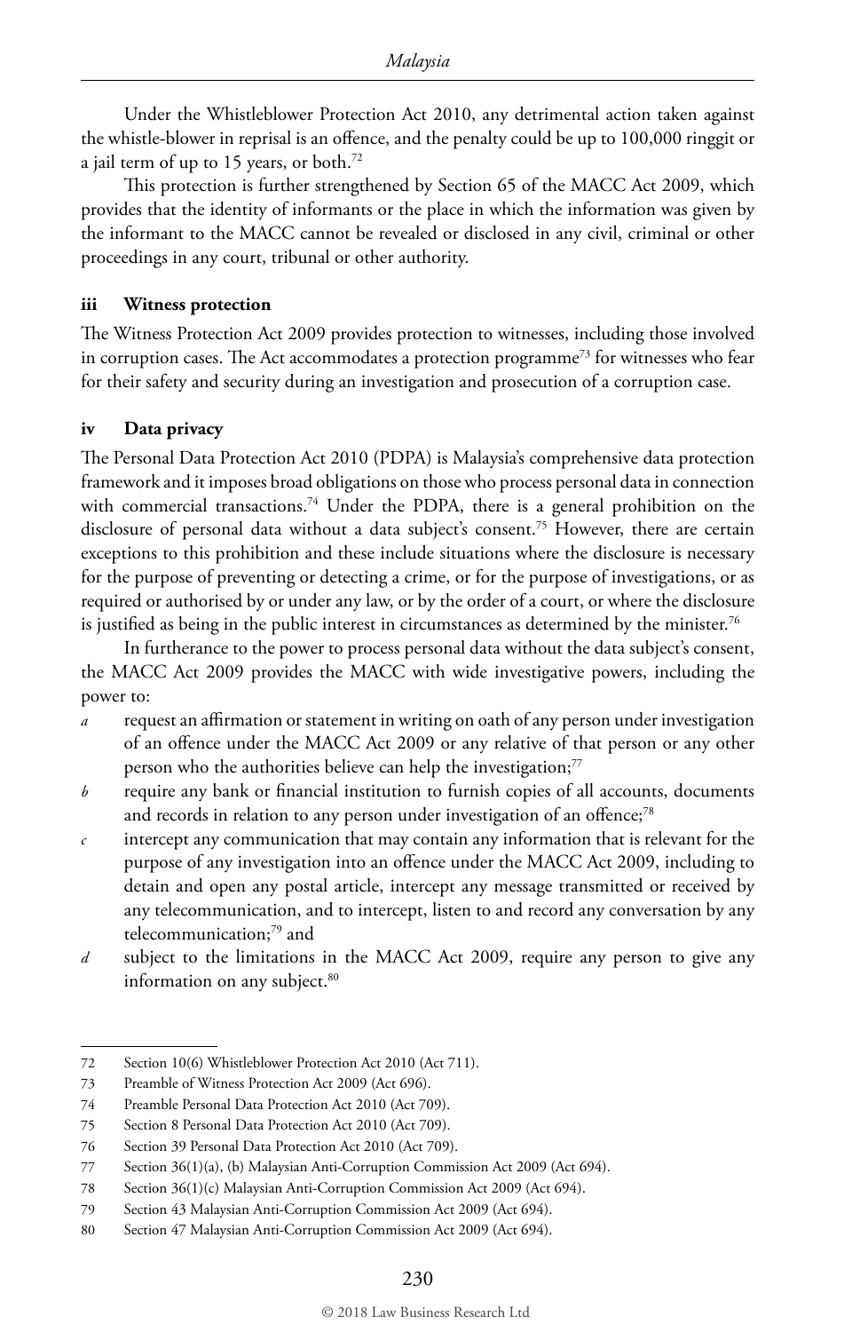Under the Whistleblower Protection Act 2010, any detrimental action taken against the whistle-blower in reprisal is an offence, and the penalty could be up to 100,000 ringgit or a jail term of up to 15 years, or both.[72]

This protection is further strengthened by Section 65 of the MACC Act 2009, which provides that the identity of informants or the place in which the information was given by the informant to the MACC cannot be revealed or disclosed in any civil, criminal or other proceedings in any court, tribunal or other authority.

### iii Witness protection

The Witness Protection Act 2009 provides protection to witnesses, including those involved in corruption cases. The Act accommodates a protection programme[73] for witnesses who fear for their safety and security during an investigation and prosecution of a corruption case.

### iv Data privacy

The Personal Data Protection Act 2010 (PDPA) is Malaysia's comprehensive data protection framework and it imposes broad obligations on those who process personal data in connection with commercial transactions.[74] Under the PDPA, there is a general prohibition on the disclosure of personal data without a data subject's consent.[75] However, there are certain exceptions to this prohibition and these include situations where the disclosure is necessary for the purpose of preventing or detecting a crime, or for the purpose of investigations, or as required or authorised by or under any law, or by the order of a court, or where the disclosure is justified as being in the public interest in circumstances as determined by the minister.[76]

In furtherance to the power to process personal data without the data subject's consent, the MACC Act 2009 provides the MACC with wide investigative powers, including the power to:

*a* request an affirmation or statement in writing on oath of any person under investigation of an offence under the MACC Act 2009 or any relative of that person or any other person who the authorities believe can help the investigation;[77]

*b* require any bank or financial institution to furnish copies of all accounts, documents and records in relation to any person under investigation of an offence;[78]

*c* intercept any communication that may contain any information that is relevant for the purpose of any investigation into an offence under the MACC Act 2009, including to detain and open any postal article, intercept any message transmitted or received by any telecommunication, and to intercept, listen to and record any conversation by any telecommunication;[79] and

*d* subject to the limitations in the MACC Act 2009, require any person to give any information on any subject.[80]

---

72 Section 10(6) Whistleblower Protection Act 2010 (Act 711).

73 Preamble of Witness Protection Act 2009 (Act 696).

74 Preamble Personal Data Protection Act 2010 (Act 709).

75 Section 8 Personal Data Protection Act 2010 (Act 709).

76 Section 39 Personal Data Protection Act 2010 (Act 709).

77 Section 36(1)(a), (b) Malaysian Anti-Corruption Commission Act 2009 (Act 694).

78 Section 36(1)(c) Malaysian Anti-Corruption Commission Act 2009 (Act 694).

79 Section 43 Malaysian Anti-Corruption Commission Act 2009 (Act 694).

80 Section 47 Malaysian Anti-Corruption Commission Act 2009 (Act 694).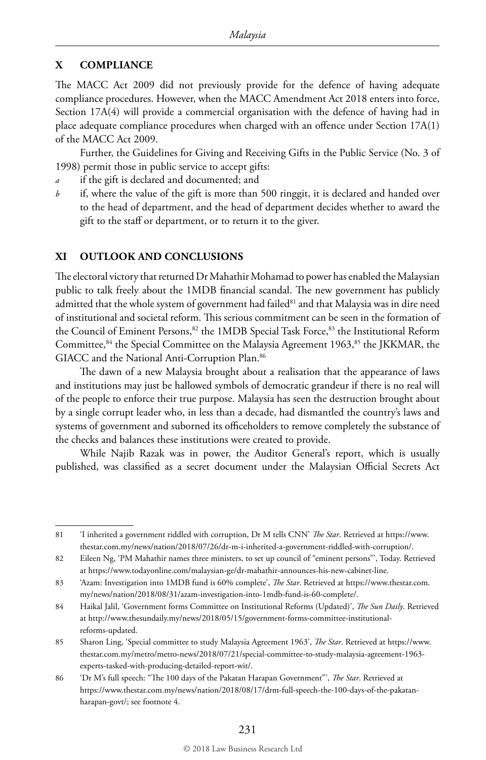## X COMPLIANCE

The MACC Act 2009 did not previously provide for the defence of having adequate compliance procedures. However, when the MACC Amendment Act 2018 enters into force, Section 17A(4) will provide a commercial organisation with the defence of having had in place adequate compliance procedures when charged with an offence under Section 17A(1) of the MACC Act 2009.

Further, the Guidelines for Giving and Receiving Gifts in the Public Service (No. 3 of 1998) permit those in public service to accept gifts:

*a* if the gift is declared and documented; and

*b* if, where the value of the gift is more than 500 ringgit, it is declared and handed over to the head of department, and the head of department decides whether to award the gift to the staff or department, or to return it to the giver.

## XI OUTLOOK AND CONCLUSIONS

The electoral victory that returned Dr Mahathir Mohamad to power has enabled the Malaysian public to talk freely about the 1MDB financial scandal. The new government has publicly admitted that the whole system of government had failed[81] and that Malaysia was in dire need of institutional and societal reform. This serious commitment can be seen in the formation of the Council of Eminent Persons,[82] the 1MDB Special Task Force,[83] the Institutional Reform Committee,[84] the Special Committee on the Malaysia Agreement 1963,[85] the JKKMAR, the GIACC and the National Anti-Corruption Plan.[86]

The dawn of a new Malaysia brought about a realisation that the appearance of laws and institutions may just be hallowed symbols of democratic grandeur if there is no real will of the people to enforce their true purpose. Malaysia has seen the destruction brought about by a single corrupt leader who, in less than a decade, had dismantled the country's laws and systems of government and suborned its officeholders to remove completely the substance of the checks and balances these institutions were created to provide.

While Najib Razak was in power, the Auditor General's report, which is usually published, was classified as a secret document under the Malaysian Official Secrets Act

---

81 'I inherited a government riddled with corruption, Dr M tells CNN' *The Star*. Retrieved at https://www.thestar.com.my/news/nation/2018/07/26/dr-m-i-inherited-a-government-riddled-with-corruption/.

82 Eileen Ng, 'PM Mahathir names three ministers, to set up council of "eminent persons"', Today. Retrieved at https://www.todayonline.com/malaysian-ge/dr-mahathir-announces-his-new-cabinet-line.

83 'Azam: Investigation into 1MDB fund is 60% complete', *The Star*. Retrieved at https://www.thestar.com.my/news/nation/2018/08/31/azam-investigation-into-1mdb-fund-is-60-complete/.

84 Haikal Jalil, 'Government forms Committee on Institutional Reforms (Updated)', *The Sun Daily*. Retrieved at http://www.thesundaily.my/news/2018/05/15/government-forms-committee-institutional-reforms-updated.

85 Sharon Ling, 'Special committee to study Malaysia Agreement 1963', *The Star*. Retrieved at https://www.thestar.com.my/metro/metro-news/2018/07/21/special-committee-to-study-malaysia-agreement-1963-experts-tasked-with-producing-detailed-report-wit/.

86 'Dr M's full speech: "The 100 days of the Pakatan Harapan Government"', *The Star*. Retrieved at https://www.thestar.com.my/news/nation/2018/08/17/drm-full-speech-the-100-days-of-the-pakatan-harapan-govt/; see footnote 4.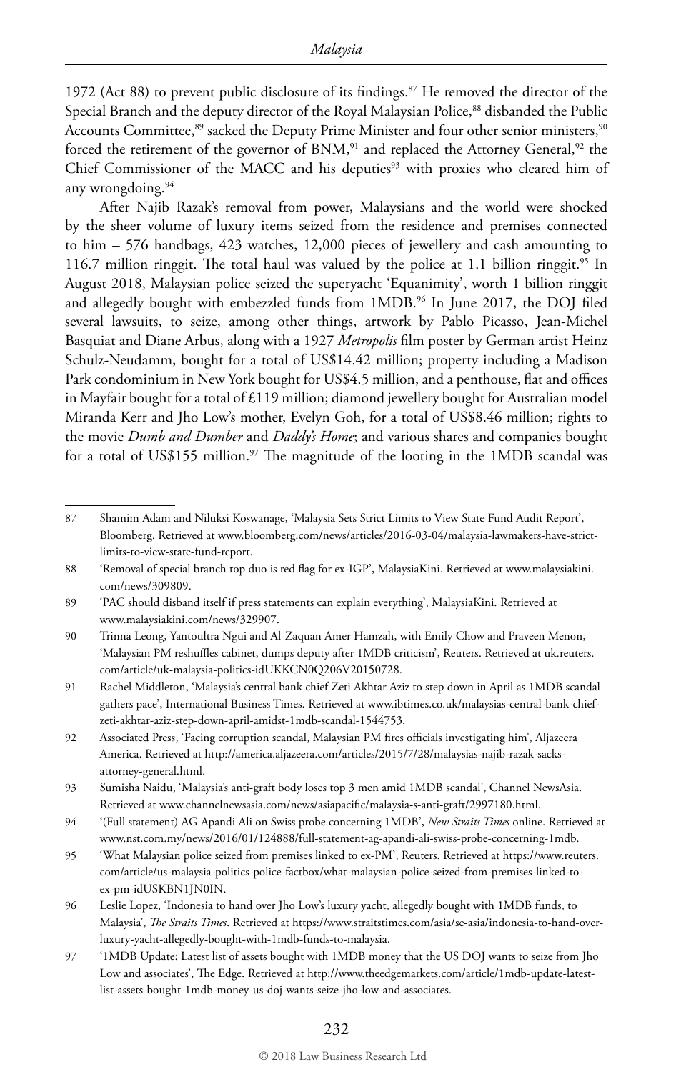1972 (Act 88) to prevent public disclosure of its findings.[87] He removed the director of the Special Branch and the deputy director of the Royal Malaysian Police,[88] disbanded the Public Accounts Committee,[89] sacked the Deputy Prime Minister and four other senior ministers,[90] forced the retirement of the governor of BNM,[91] and replaced the Attorney General,[92] the Chief Commissioner of the MACC and his deputies[93] with proxies who cleared him of any wrongdoing.[94]

After Najib Razak's removal from power, Malaysians and the world were shocked by the sheer volume of luxury items seized from the residence and premises connected to him – 576 handbags, 423 watches, 12,000 pieces of jewellery and cash amounting to 116.7 million ringgit. The total haul was valued by the police at 1.1 billion ringgit.[95] In August 2018, Malaysian police seized the superyacht 'Equanimity', worth 1 billion ringgit and allegedly bought with embezzled funds from 1MDB.[96] In June 2017, the DOJ filed several lawsuits, to seize, among other things, artwork by Pablo Picasso, Jean-Michel Basquiat and Diane Arbus, along with a 1927 *Metropolis* film poster by German artist Heinz Schulz-Neudamm, bought for a total of US$14.42 million; property including a Madison Park condominium in New York bought for US$4.5 million, and a penthouse, flat and offices in Mayfair bought for a total of £119 million; diamond jewellery bought for Australian model Miranda Kerr and Jho Low's mother, Evelyn Goh, for a total of US$8.46 million; rights to the movie *Dumb and Dumber* and *Daddy's Home*; and various shares and companies bought for a total of US$155 million.[97] The magnitude of the looting in the 1MDB scandal was

---

87 Shamim Adam and Niluksi Koswanage, 'Malaysia Sets Strict Limits to View State Fund Audit Report', Bloomberg. Retrieved at www.bloomberg.com/news/articles/2016-03-04/malaysia-lawmakers-have-strict-limits-to-view-state-fund-report.

88 'Removal of special branch top duo is red flag for ex-IGP', MalaysiaKini. Retrieved at www.malaysiakini.com/news/309809.

89 'PAC should disband itself if press statements can explain everything', MalaysiaKini. Retrieved at www.malaysiakini.com/news/329907.

90 Trinna Leong, Yantoultra Ngui and Al-Zaquan Amer Hamzah, with Emily Chow and Praveen Menon, 'Malaysian PM reshuffles cabinet, dumps deputy after 1MDB criticism', Reuters. Retrieved at uk.reuters.com/article/uk-malaysia-politics-idUKKCN0Q206V20150728.

91 Rachel Middleton, 'Malaysia's central bank chief Zeti Akhtar Aziz to step down in April as 1MDB scandal gathers pace', International Business Times. Retrieved at www.ibtimes.co.uk/malaysias-central-bank-chief-zeti-akhtar-aziz-step-down-april-amidst-1mdb-scandal-1544753.

92 Associated Press, 'Facing corruption scandal, Malaysian PM fires officials investigating him', Aljazeera America. Retrieved at http://america.aljazeera.com/articles/2015/7/28/malaysias-najib-razak-sacks-attorney-general.html.

93 Sumisha Naidu, 'Malaysia's anti-graft body loses top 3 men amid 1MDB scandal', Channel NewsAsia. Retrieved at www.channelnewsasia.com/news/asiapacific/malaysia-s-anti-graft/2997180.html.

94 '(Full statement) AG Apandi Ali on Swiss probe concerning 1MDB', *New Straits Times* online. Retrieved at www.nst.com.my/news/2016/01/124888/full-statement-ag-apandi-ali-swiss-probe-concerning-1mdb.

95 'What Malaysian police seized from premises linked to ex-PM', Reuters. Retrieved at https://www.reuters.com/article/us-malaysia-politics-police-factbox/what-malaysian-police-seized-from-premises-linked-to-ex-pm-idUSKBN1JN0IN.

96 Leslie Lopez, 'Indonesia to hand over Jho Low's luxury yacht, allegedly bought with 1MDB funds, to Malaysia', *The Straits Times*. Retrieved at https://www.straitstimes.com/asia/se-asia/indonesia-to-hand-over-luxury-yacht-allegedly-bought-with-1mdb-funds-to-malaysia.

97 '1MDB Update: Latest list of assets bought with 1MDB money that the US DOJ wants to seize from Jho Low and associates', The Edge. Retrieved at http://www.theedgemarkets.com/article/1mdb-update-latest-list-assets-bought-1mdb-money-us-doj-wants-seize-jho-low-and-associates.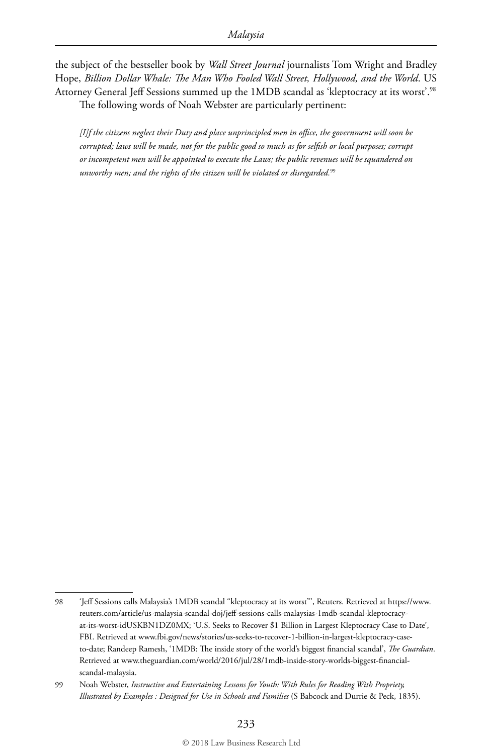the subject of the bestseller book by *Wall Street Journal* journalists Tom Wright and Bradley Hope, *Billion Dollar Whale: The Man Who Fooled Wall Street, Hollywood, and the World*. US Attorney General Jeff Sessions summed up the 1MDB scandal as 'kleptocracy at its worst'.[98]

The following words of Noah Webster are particularly pertinent:

> *[I]f the citizens neglect their Duty and place unprincipled men in office, the government will soon be corrupted; laws will be made, not for the public good so much as for selfish or local purposes; corrupt or incompetent men will be appointed to execute the Laws; the public revenues will be squandered on unworthy men; and the rights of the citizen will be violated or disregarded.*[99]

---

98 'Jeff Sessions calls Malaysia's 1MDB scandal "kleptocracy at its worst"', Reuters. Retrieved at https://www.reuters.com/article/us-malaysia-scandal-doj/jeff-sessions-calls-malaysias-1mdb-scandal-kleptocracy-at-its-worst-idUSKBN1DZ0MX; 'U.S. Seeks to Recover $1 Billion in Largest Kleptocracy Case to Date', FBI. Retrieved at www.fbi.gov/news/stories/us-seeks-to-recover-1-billion-in-largest-kleptocracy-case-to-date; Randeep Ramesh, '1MDB: The inside story of the world's biggest financial scandal', *The Guardian*. Retrieved at www.theguardian.com/world/2016/jul/28/1mdb-inside-story-worlds-biggest-financial-scandal-malaysia.

99 Noah Webster, *Instructive and Entertaining Lessons for Youth: With Rules for Reading With Propriety, Illustrated by Examples : Designed for Use in Schools and Families* (S Babcock and Durrie & Peck, 1835).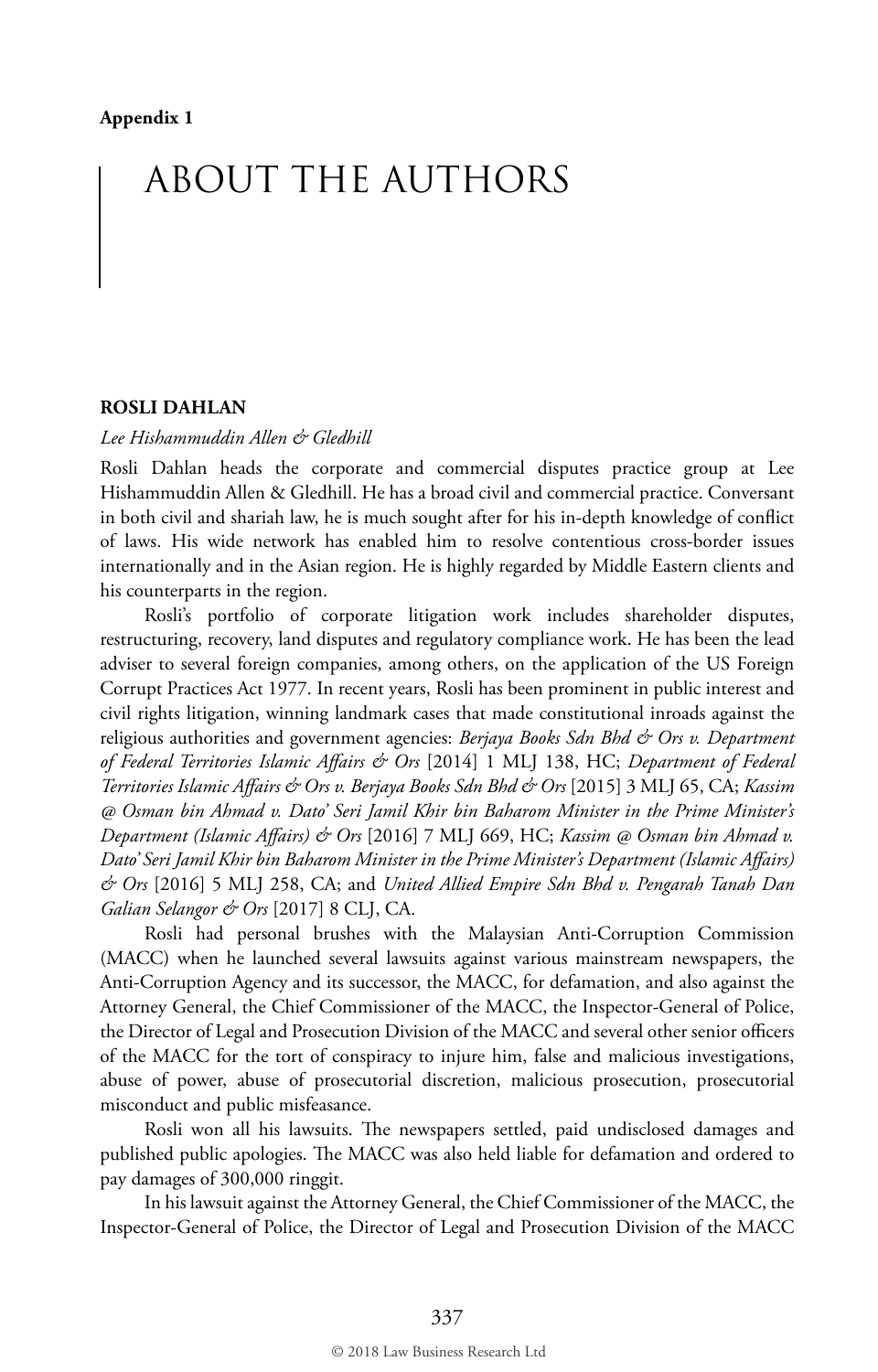**Appendix 1**

# ABOUT THE AUTHORS

## ROSLI DAHLAN

*Lee Hishammuddin Allen & Gledhill*

Rosli Dahlan heads the corporate and commercial disputes practice group at Lee Hishammuddin Allen & Gledhill. He has a broad civil and commercial practice. Conversant in both civil and shariah law, he is much sought after for his in-depth knowledge of conflict of laws. His wide network has enabled him to resolve contentious cross-border issues internationally and in the Asian region. He is highly regarded by Middle Eastern clients and his counterparts in the region.

Rosli's portfolio of corporate litigation work includes shareholder disputes, restructuring, recovery, land disputes and regulatory compliance work. He has been the lead adviser to several foreign companies, among others, on the application of the US Foreign Corrupt Practices Act 1977. In recent years, Rosli has been prominent in public interest and civil rights litigation, winning landmark cases that made constitutional inroads against the religious authorities and government agencies: *Berjaya Books Sdn Bhd & Ors v. Department of Federal Territories Islamic Affairs & Ors* [2014] 1 MLJ 138, HC; *Department of Federal Territories Islamic Affairs & Ors v. Berjaya Books Sdn Bhd & Ors* [2015] 3 MLJ 65, CA; *Kassim @ Osman bin Ahmad v. Dato' Seri Jamil Khir bin Baharom Minister in the Prime Minister's Department (Islamic Affairs) & Ors* [2016] 7 MLJ 669, HC; *Kassim @ Osman bin Ahmad v. Dato' Seri Jamil Khir bin Baharom Minister in the Prime Minister's Department (Islamic Affairs) & Ors* [2016] 5 MLJ 258, CA; and *United Allied Empire Sdn Bhd v. Pengarah Tanah Dan Galian Selangor & Ors* [2017] 8 CLJ, CA.

Rosli had personal brushes with the Malaysian Anti-Corruption Commission (MACC) when he launched several lawsuits against various mainstream newspapers, the Anti-Corruption Agency and its successor, the MACC, for defamation, and also against the Attorney General, the Chief Commissioner of the MACC, the Inspector-General of Police, the Director of Legal and Prosecution Division of the MACC and several other senior officers of the MACC for the tort of conspiracy to injure him, false and malicious investigations, abuse of power, abuse of prosecutorial discretion, malicious prosecution, prosecutorial misconduct and public misfeasance.

Rosli won all his lawsuits. The newspapers settled, paid undisclosed damages and published public apologies. The MACC was also held liable for defamation and ordered to pay damages of 300,000 ringgit.

In his lawsuit against the Attorney General, the Chief Commissioner of the MACC, the Inspector-General of Police, the Director of Legal and Prosecution Division of the MACC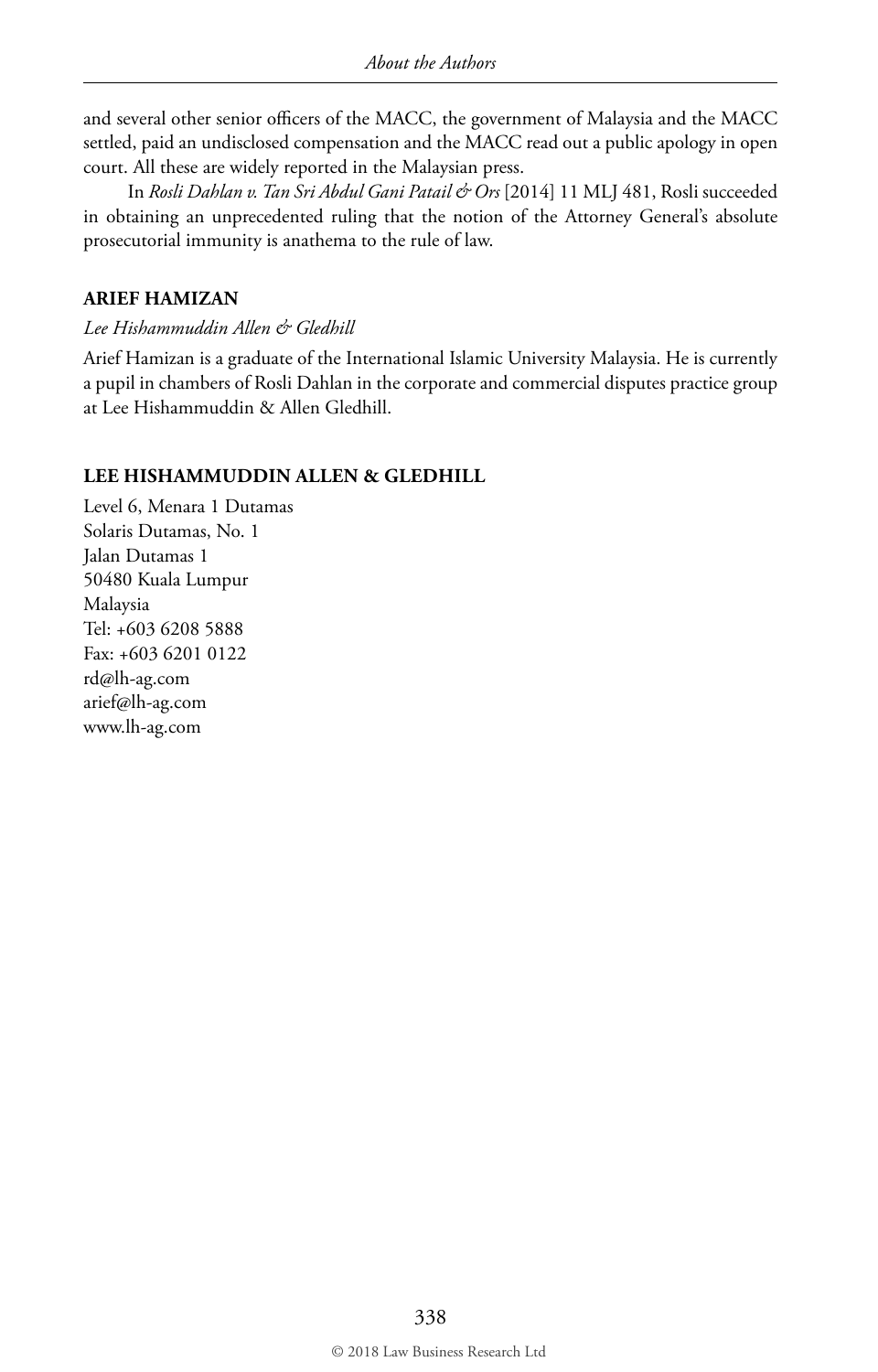and several other senior officers of the MACC, the government of Malaysia and the MACC settled, paid an undisclosed compensation and the MACC read out a public apology in open court. All these are widely reported in the Malaysian press.

In *Rosli Dahlan v. Tan Sri Abdul Gani Patail & Ors* [2014] 11 MLJ 481, Rosli succeeded in obtaining an unprecedented ruling that the notion of the Attorney General's absolute prosecutorial immunity is anathema to the rule of law.

**ARIEF HAMIZAN**

*Lee Hishammuddin Allen & Gledhill*

Arief Hamizan is a graduate of the International Islamic University Malaysia. He is currently a pupil in chambers of Rosli Dahlan in the corporate and commercial disputes practice group at Lee Hishammuddin & Allen Gledhill.

**LEE HISHAMMUDDIN ALLEN & GLEDHILL**

Level 6, Menara 1 Dutamas
Solaris Dutamas, No. 1
Jalan Dutamas 1
50480 Kuala Lumpur
Malaysia
Tel: +603 6208 5888
Fax: +603 6201 0122
rd@lh-ag.com
arief@lh-ag.com
www.lh-ag.com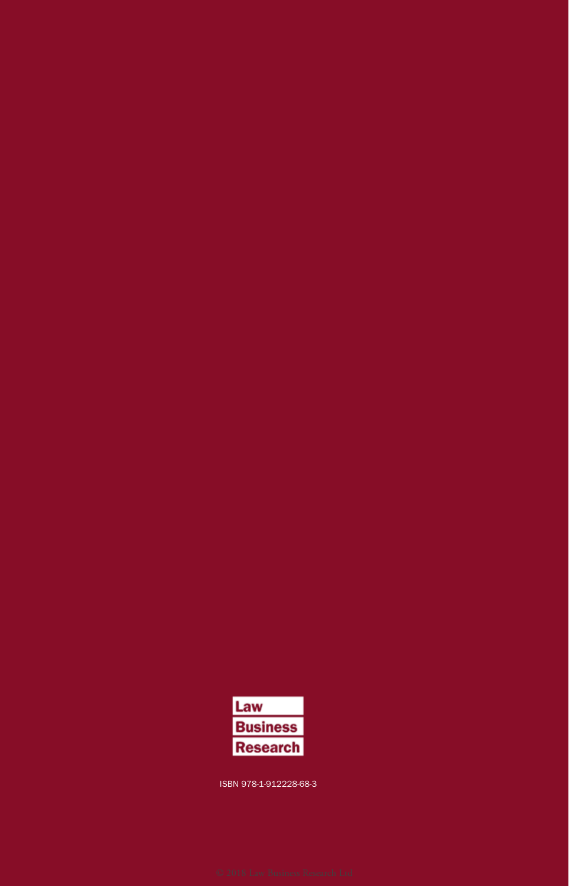Law
Business
Research

ISBN 978-1-912228-68-3

© 2018 Law Business Research Ltd